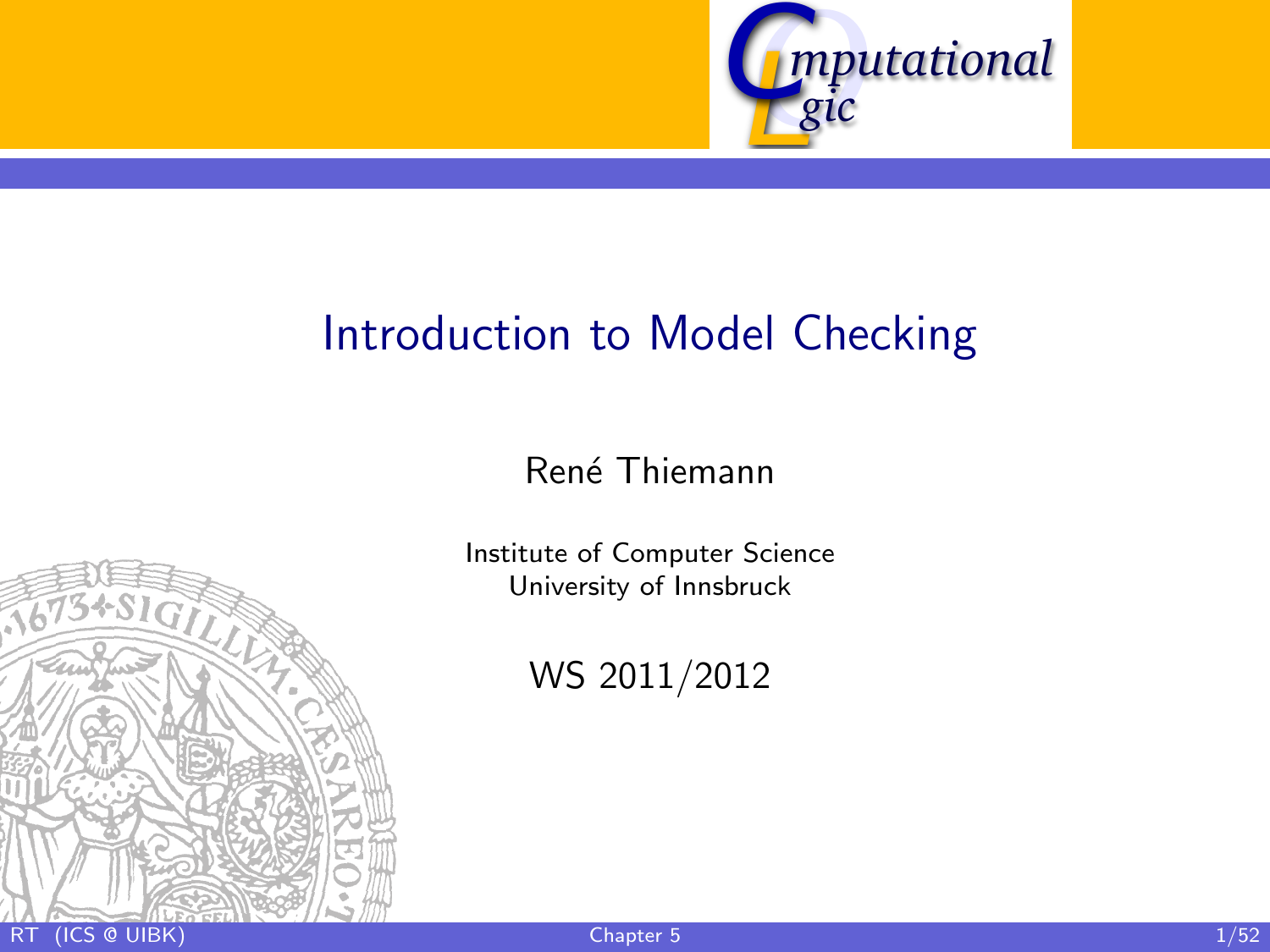# Introduction to Model Checking

René Thiemann

Institute of Computer Science
University of Innsbruck

WS 2011/2012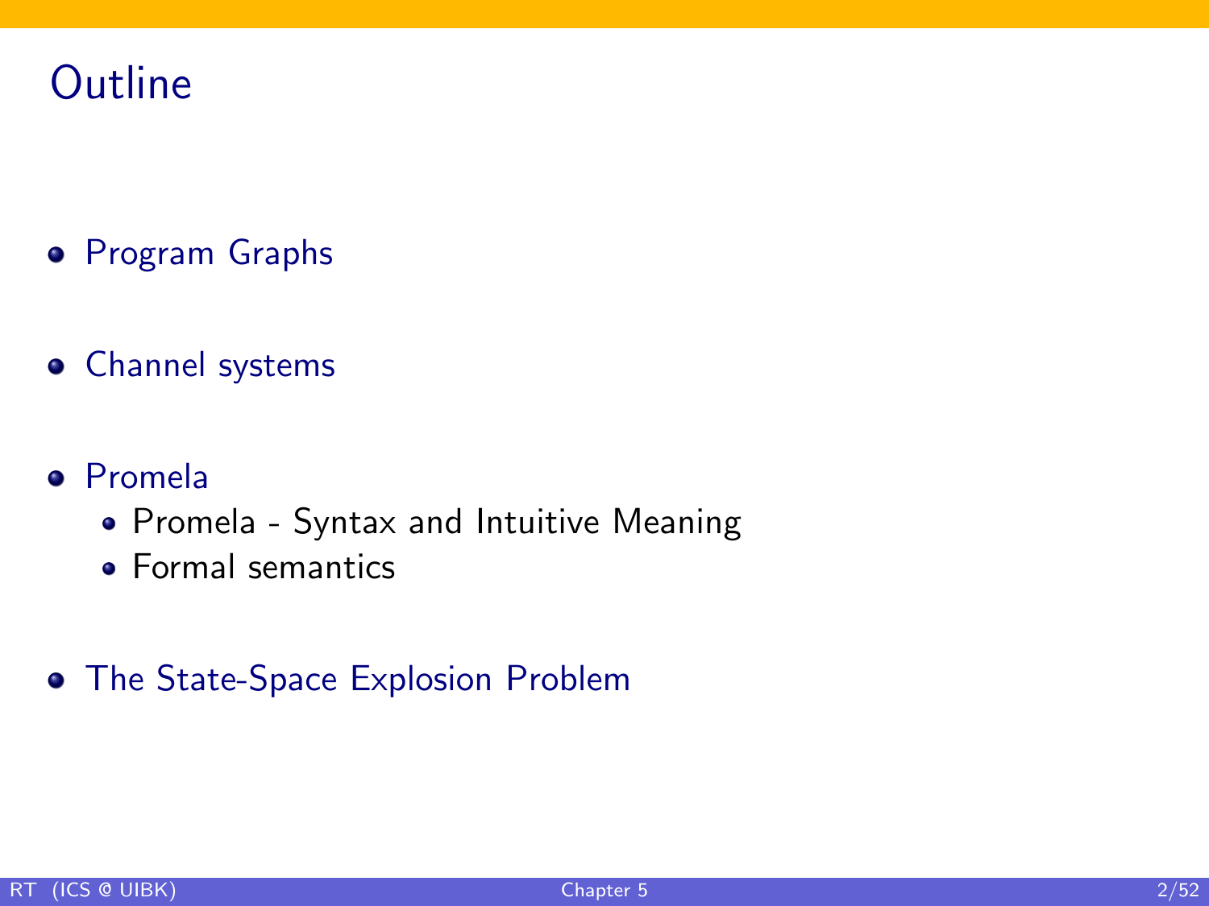# Outline

- Program Graphs
- Channel systems
- Promela
  - Promela - Syntax and Intuitive Meaning
  - Formal semantics
- The State-Space Explosion Problem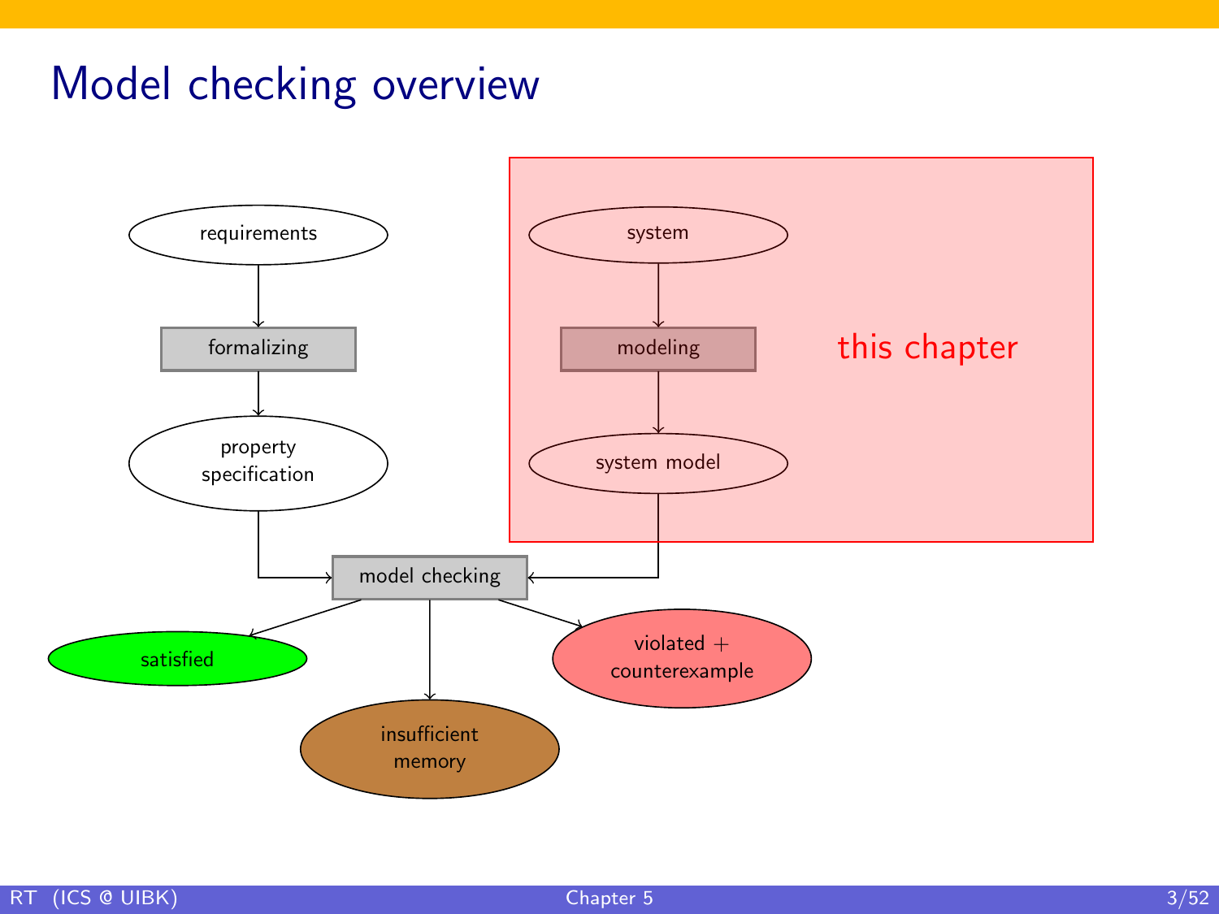# Model checking overview

requirements

formalizing

property specification

system

modeling

system model

this chapter

model checking

satisfied

insufficient memory

violated + counterexample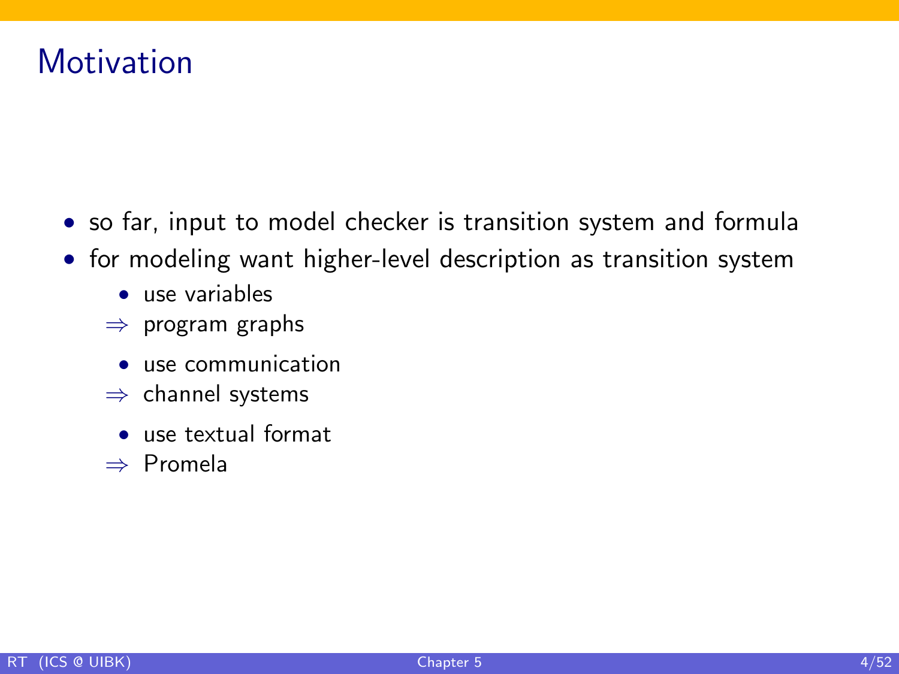# Motivation

- so far, input to model checker is transition system and formula
- for modeling want higher-level description as transition system
  - use variables

  $\Rightarrow$ program graphs

  - use communication

  $\Rightarrow$ channel systems

  - use textual format

  $\Rightarrow$ Promela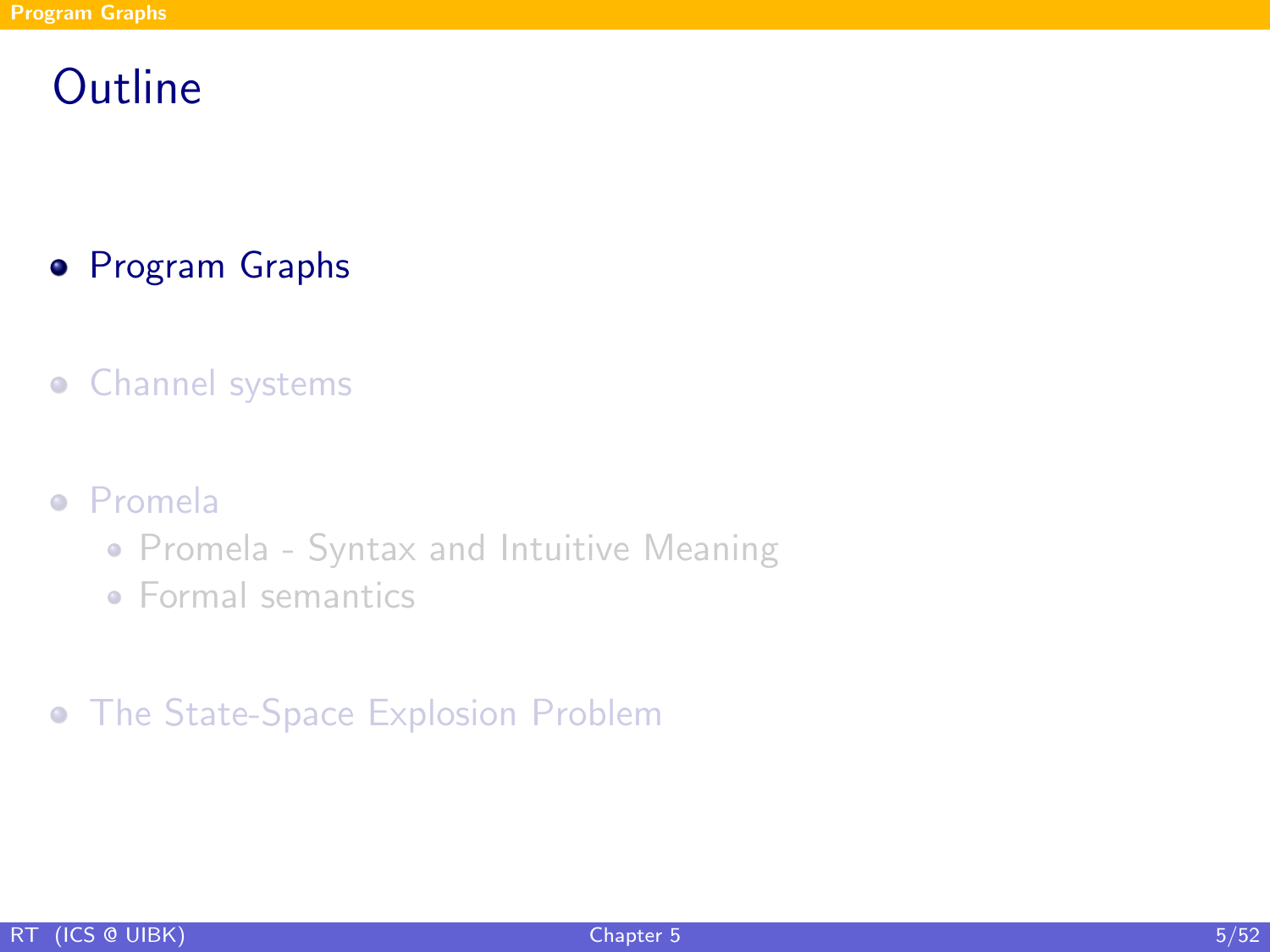# Outline

- Program Graphs
- Channel systems
- Promela
  - Promela - Syntax and Intuitive Meaning
  - Formal semantics
- The State-Space Explosion Problem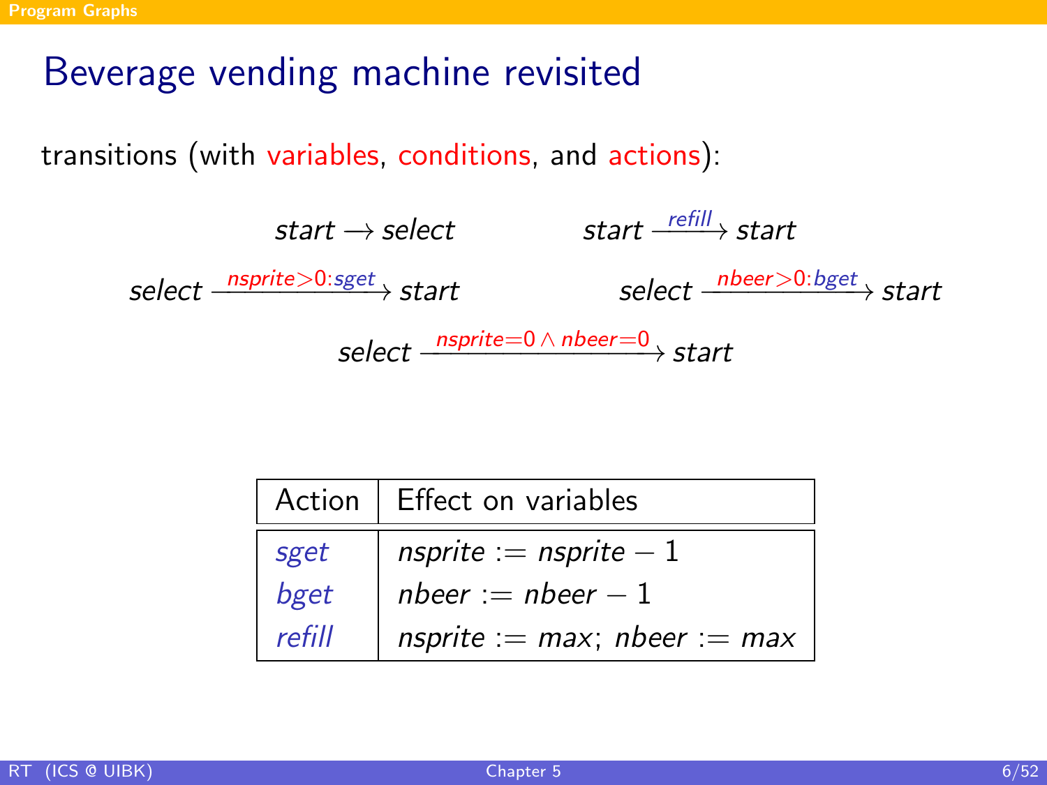# Beverage vending machine revisited

transitions (with variables, conditions, and actions):

$$\textit{start} \longrightarrow \textit{select} \qquad\qquad \textit{start} \xrightarrow{\textit{refill}} \textit{start}$$

$$\textit{select} \xrightarrow{\textit{nsprite}>0:\textit{sget}} \textit{start} \qquad\qquad \textit{select} \xrightarrow{\textit{nbeer}>0:\textit{bget}} \textit{start}$$

$$\textit{select} \xrightarrow{\textit{nsprite}=0 \,\wedge\, \textit{nbeer}=0} \textit{start}$$

| Action | Effect on variables |
|---|---|
| *sget* | $\textit{nsprite} := \textit{nsprite} - 1$ |
| *bget* | $\textit{nbeer} := \textit{nbeer} - 1$ |
| *refill* | $\textit{nsprite} := \textit{max};\ \textit{nbeer} := \textit{max}$ |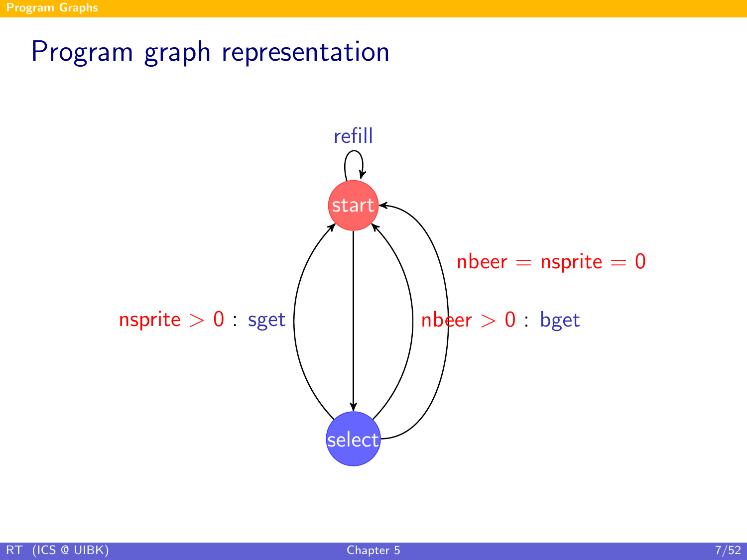# Program graph representation

refill

start

select

nsprite $> 0$ : sget

nbeer $> 0$ : bget

nbeer $=$ nsprite $= 0$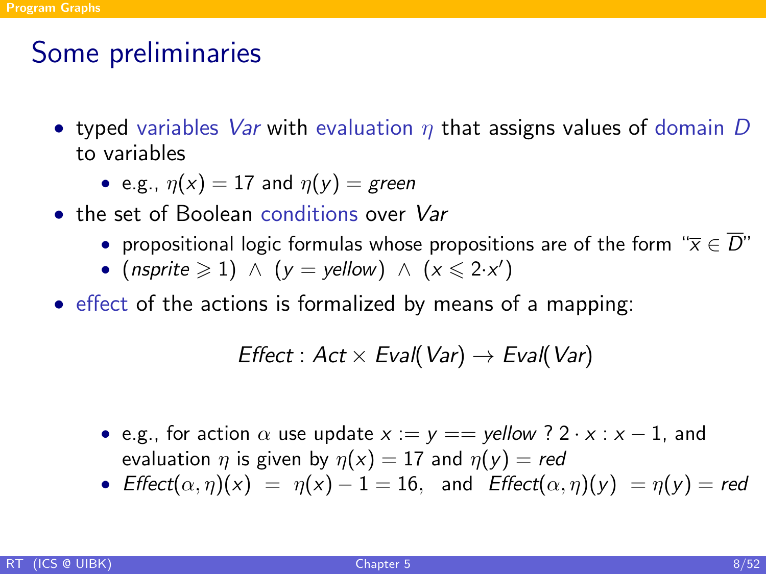# Some preliminaries

- typed variables *Var* with evaluation $\eta$ that assigns values of domain $D$ to variables
  - e.g., $\eta(x) = 17$ and $\eta(y) = \mathit{green}$
- the set of Boolean conditions over *Var*
  - propositional logic formulas whose propositions are of the form "$\overline{x} \in \overline{D}$"
  - $(\mathit{nsprite} \geqslant 1) \ \wedge \ (y = \mathit{yellow}) \ \wedge \ (x \leqslant 2 \cdot x')$
- effect of the actions is formalized by means of a mapping:

$$\mathit{Effect} : \mathit{Act} \times \mathit{Eval}(\mathit{Var}) \to \mathit{Eval}(\mathit{Var})$$

  - e.g., for action $\alpha$ use update $x := y == \mathit{yellow} \ ? \ 2 \cdot x : x - 1$, and evaluation $\eta$ is given by $\eta(x) = 17$ and $\eta(y) = \mathit{red}$
  - $\mathit{Effect}(\alpha, \eta)(x) \ = \ \eta(x) - 1 = 16$, and $\mathit{Effect}(\alpha, \eta)(y) \ = \eta(y) = \mathit{red}$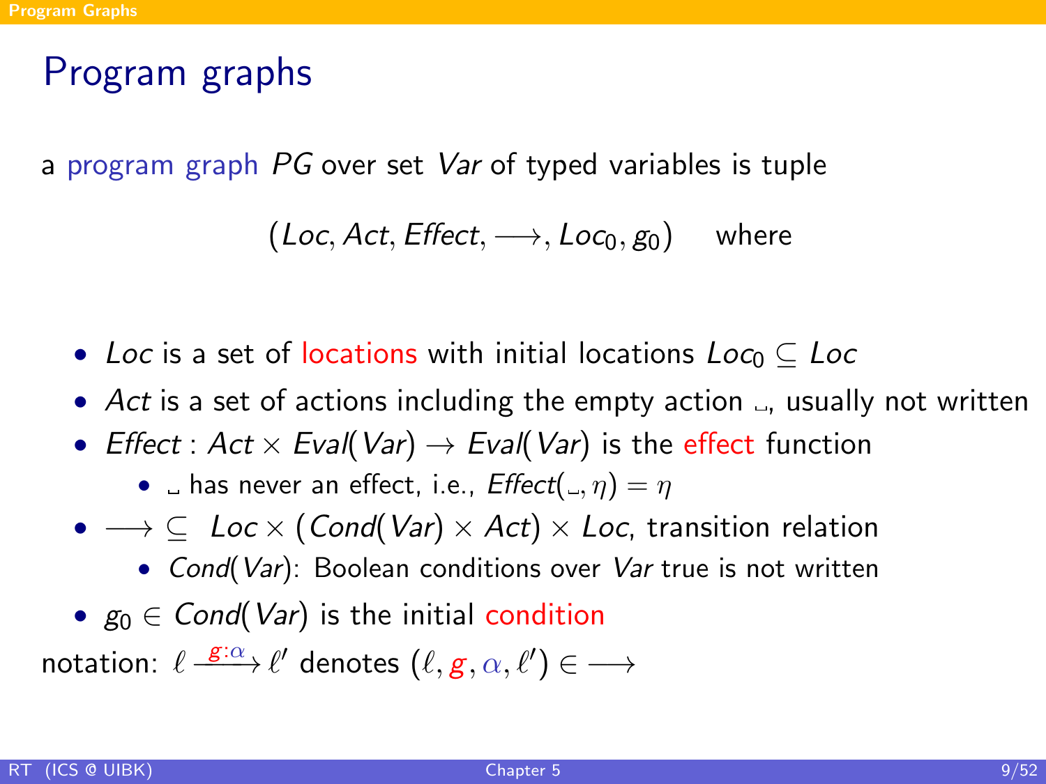# Program graphs

a program graph *PG* over set *Var* of typed variables is tuple

$$(\mathit{Loc}, \mathit{Act}, \mathit{Effect}, \longrightarrow, \mathit{Loc}_0, g_0) \quad \text{where}$$

- $\mathit{Loc}$ is a set of locations with initial locations $\mathit{Loc}_0 \subseteq \mathit{Loc}$
- $\mathit{Act}$ is a set of actions including the empty action $\llcorner\!\lrcorner$, usually not written
- $\mathit{Effect} : \mathit{Act} \times \mathit{Eval}(\mathit{Var}) \rightarrow \mathit{Eval}(\mathit{Var})$ is the effect function
  - $\llcorner\!\lrcorner$ has never an effect, i.e., $\mathit{Effect}(\llcorner\!\lrcorner, \eta) = \eta$
- $\longrightarrow \subseteq \mathit{Loc} \times (\mathit{Cond}(\mathit{Var}) \times \mathit{Act}) \times \mathit{Loc}$, transition relation
  - $\mathit{Cond}(\mathit{Var})$: Boolean conditions over *Var* true is not written
- $g_0 \in \mathit{Cond}(\mathit{Var})$ is the initial condition

notation: $\ell \xrightarrow{g:\alpha} \ell'$ denotes $(\ell, g, \alpha, \ell') \in \longrightarrow$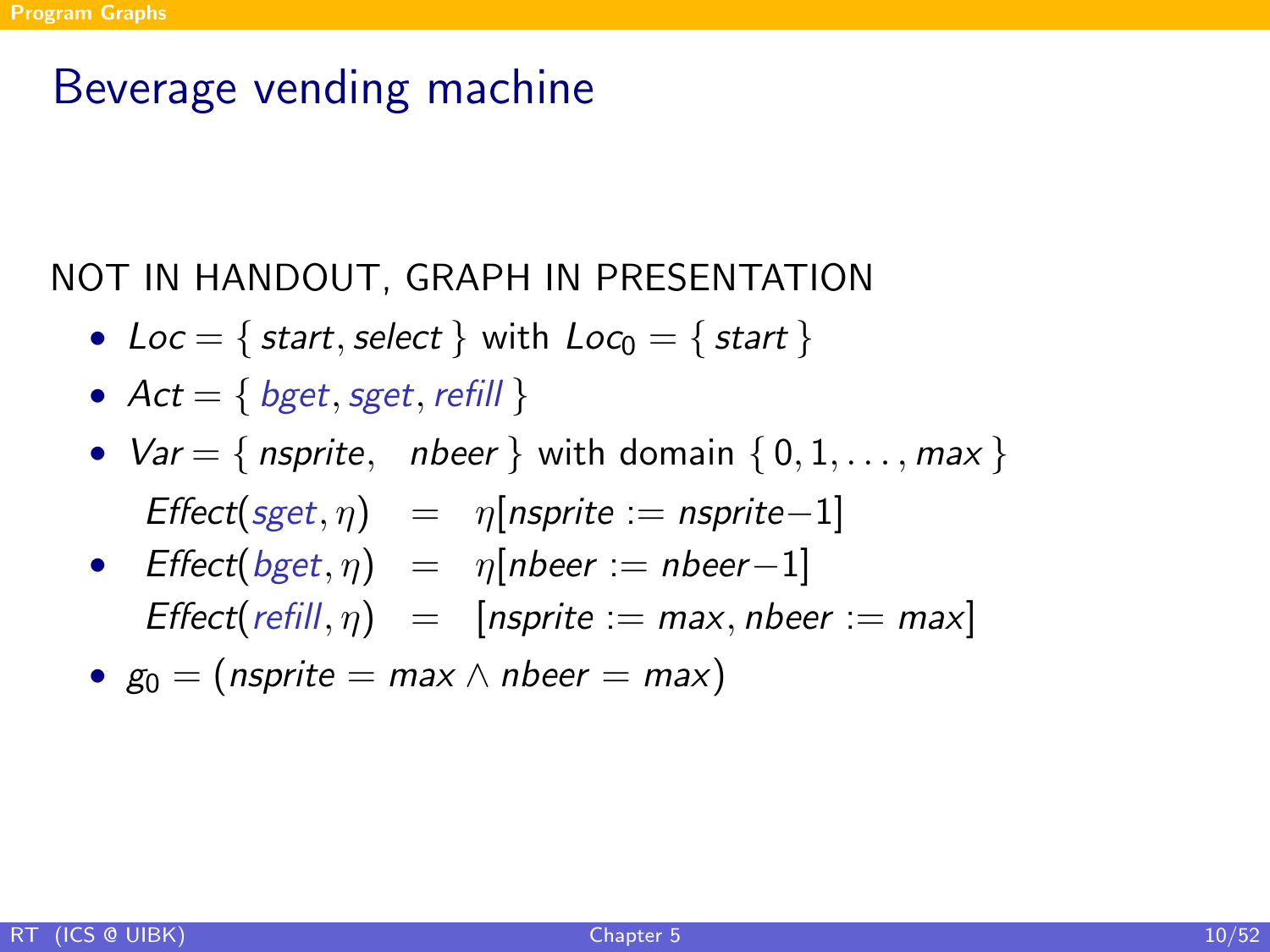# Beverage vending machine

NOT IN HANDOUT, GRAPH IN PRESENTATION

- $Loc = \{ \, start, select \, \}$ with $Loc_0 = \{ \, start \, \}$
- $Act = \{ \, bget, sget, refill \, \}$
- $Var = \{ \, nsprite, \;\; nbeer \, \}$ with domain $\{ \, 0, 1, \ldots, max \, \}$
- $$\begin{aligned} Effect(sget, \eta) &= \eta[nsprite := nsprite - 1] \\ Effect(bget, \eta) &= \eta[nbeer := nbeer - 1] \\ Effect(refill, \eta) &= [nsprite := max, nbeer := max] \end{aligned}$$
- $g_0 = (nsprite = max \wedge nbeer = max)$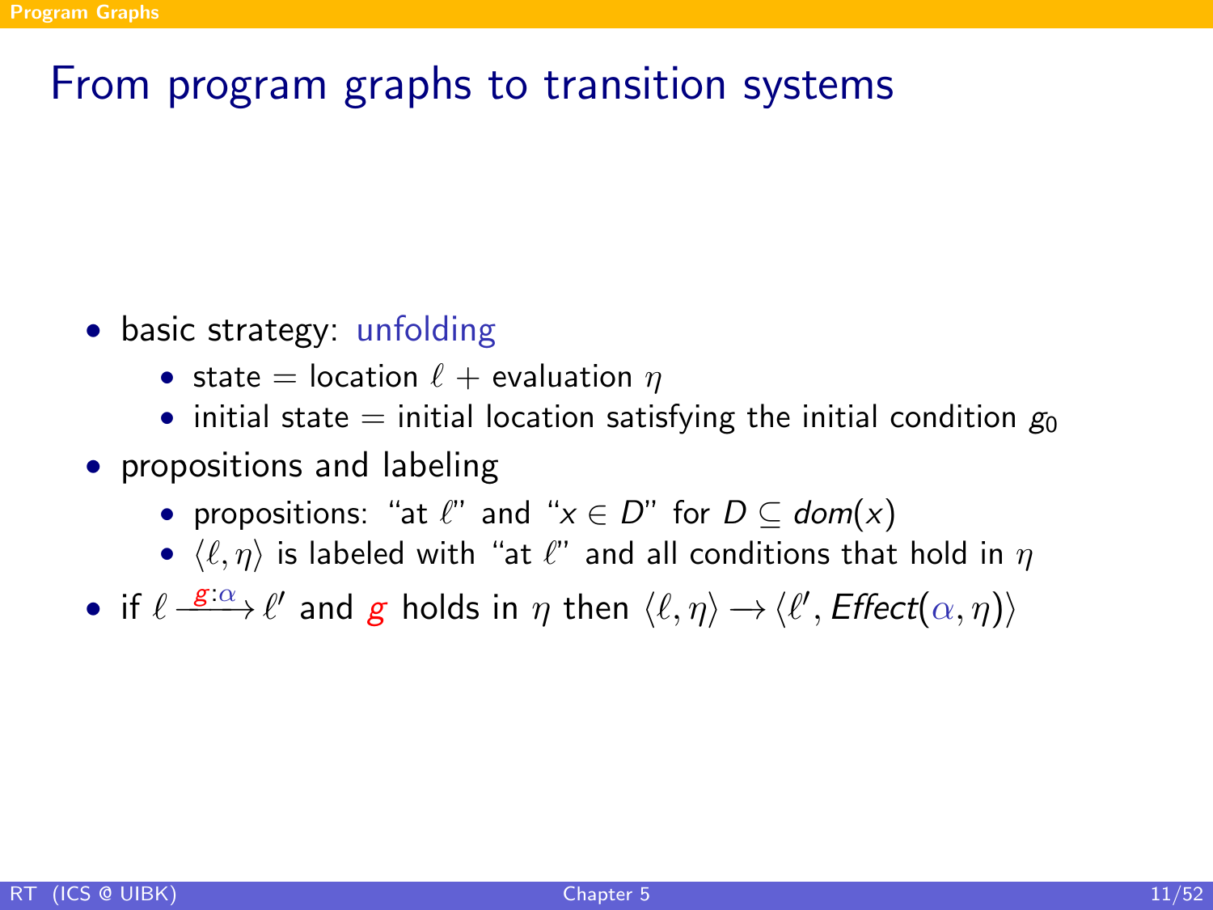# From program graphs to transition systems

- basic strategy: unfolding
  - state = location $\ell$ + evaluation $\eta$
  - initial state = initial location satisfying the initial condition $g_0$
- propositions and labeling
  - propositions: "at $\ell$" and "$x \in D$" for $D \subseteq \mathit{dom}(x)$
  - $\langle \ell, \eta \rangle$ is labeled with "at $\ell$" and all conditions that hold in $\eta$
- if $\ell \xrightarrow{g:\alpha} \ell'$ and $g$ holds in $\eta$ then $\langle \ell, \eta \rangle \rightarrow \langle \ell', \mathit{Effect}(\alpha, \eta) \rangle$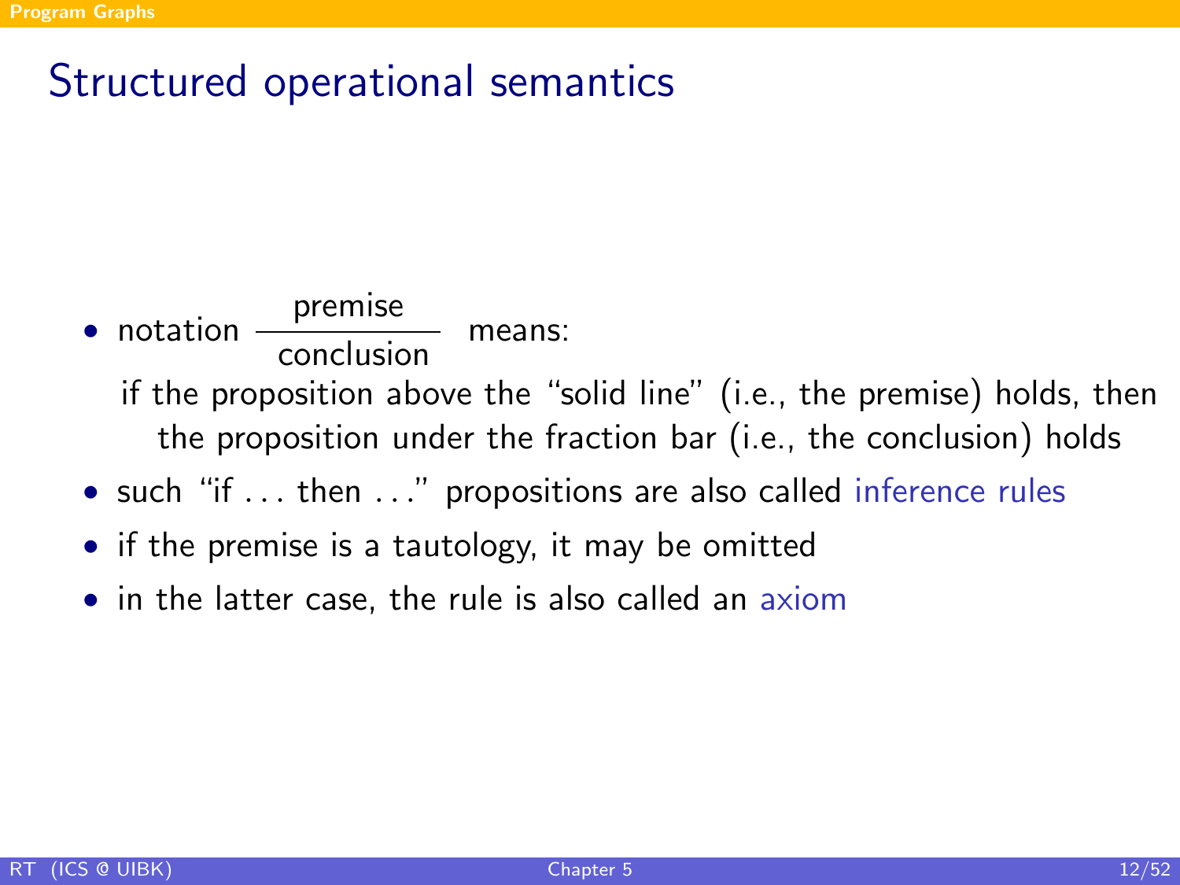# Structured operational semantics

- notation $\dfrac{\text{premise}}{\text{conclusion}}$ means:

  if the proposition above the "solid line" (i.e., the premise) holds, then the proposition under the fraction bar (i.e., the conclusion) holds
- such "if . . . then . . ." propositions are also called inference rules
- if the premise is a tautology, it may be omitted
- in the latter case, the rule is also called an axiom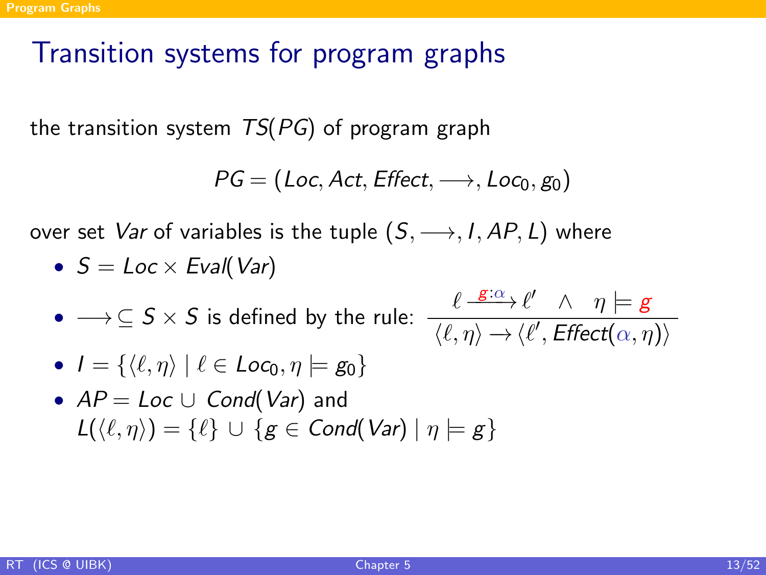# Transition systems for program graphs

the transition system $TS(PG)$ of program graph

$$PG = (Loc, Act, Effect, \longrightarrow, Loc_0, g_0)$$

over set $Var$ of variables is the tuple $(S, \longrightarrow, I, AP, L)$ where

- $S = Loc \times Eval(Var)$
- $\longrightarrow \subseteq S \times S$ is defined by the rule: $\dfrac{\ell \xrightarrow{g:\alpha} \ell' \quad \wedge \quad \eta \models g}{\langle \ell, \eta \rangle \rightarrow \langle \ell', Effect(\alpha, \eta) \rangle}$
- $I = \{ \langle \ell, \eta \rangle \mid \ell \in Loc_0, \eta \models g_0 \}$
- $AP = Loc \cup Cond(Var)$ and
  $L(\langle \ell, \eta \rangle) = \{\ell\} \cup \{ g \in Cond(Var) \mid \eta \models g \}$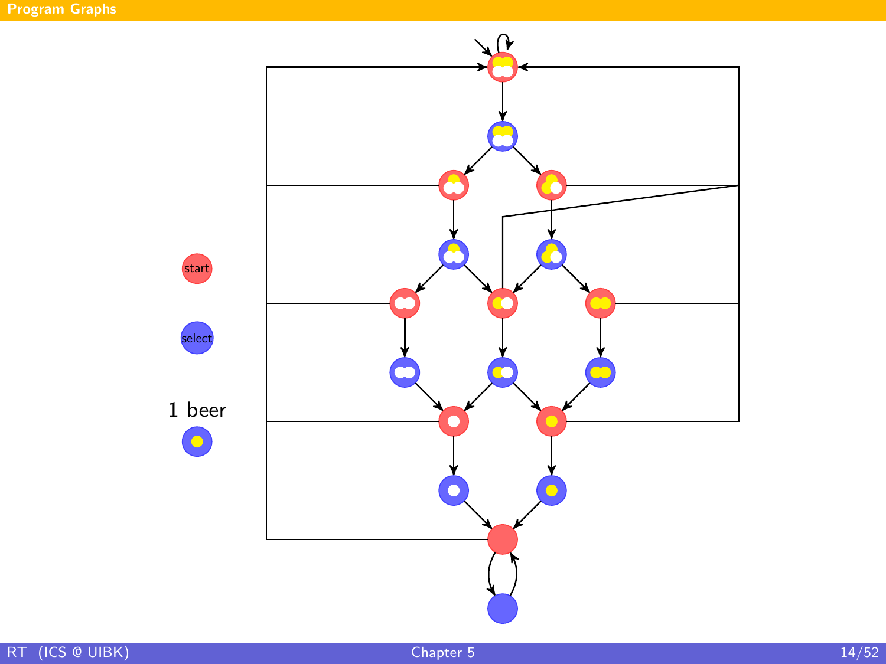# Program Graphs

start

select

1 beer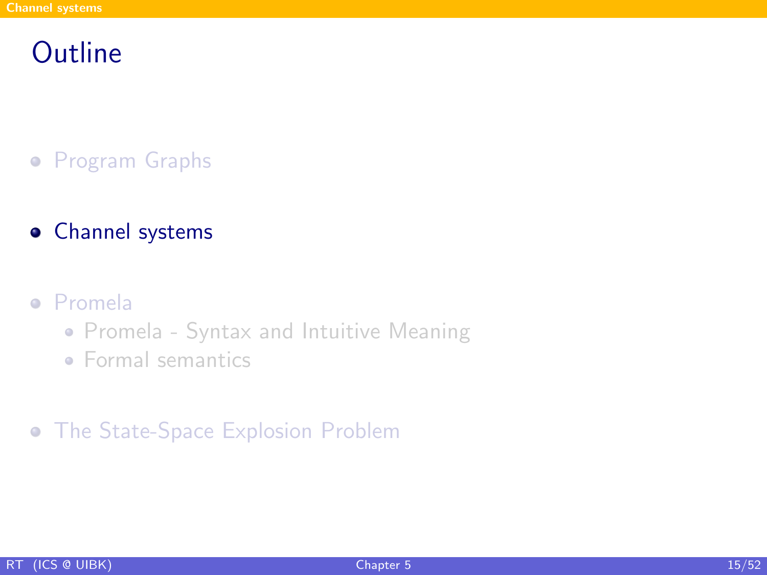# Outline

- Program Graphs
- Channel systems
- Promela
  - Promela - Syntax and Intuitive Meaning
  - Formal semantics
- The State-Space Explosion Problem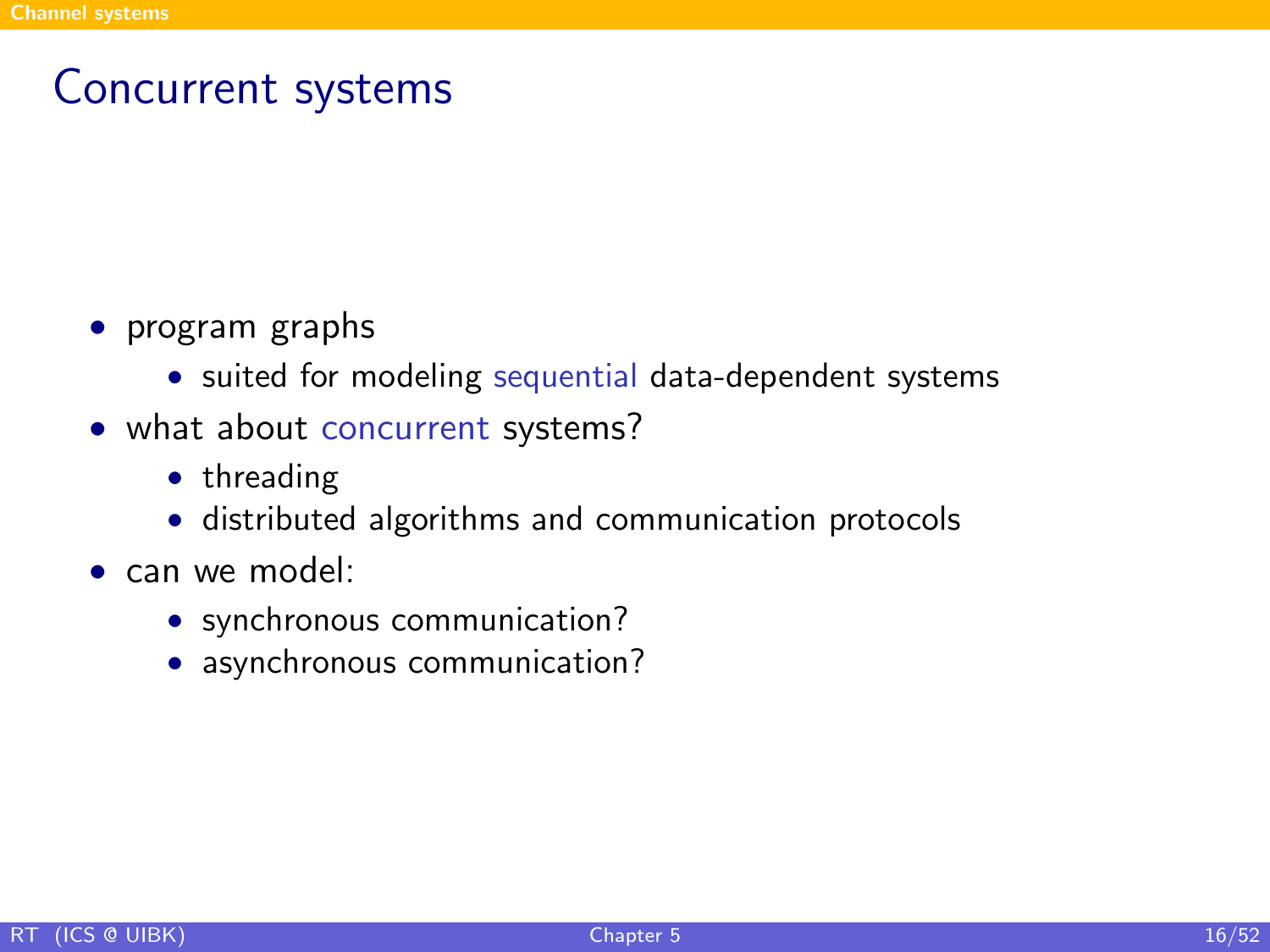# Concurrent systems

- program graphs
  - suited for modeling sequential data-dependent systems
- what about concurrent systems?
  - threading
  - distributed algorithms and communication protocols
- can we model:
  - synchronous communication?
  - asynchronous communication?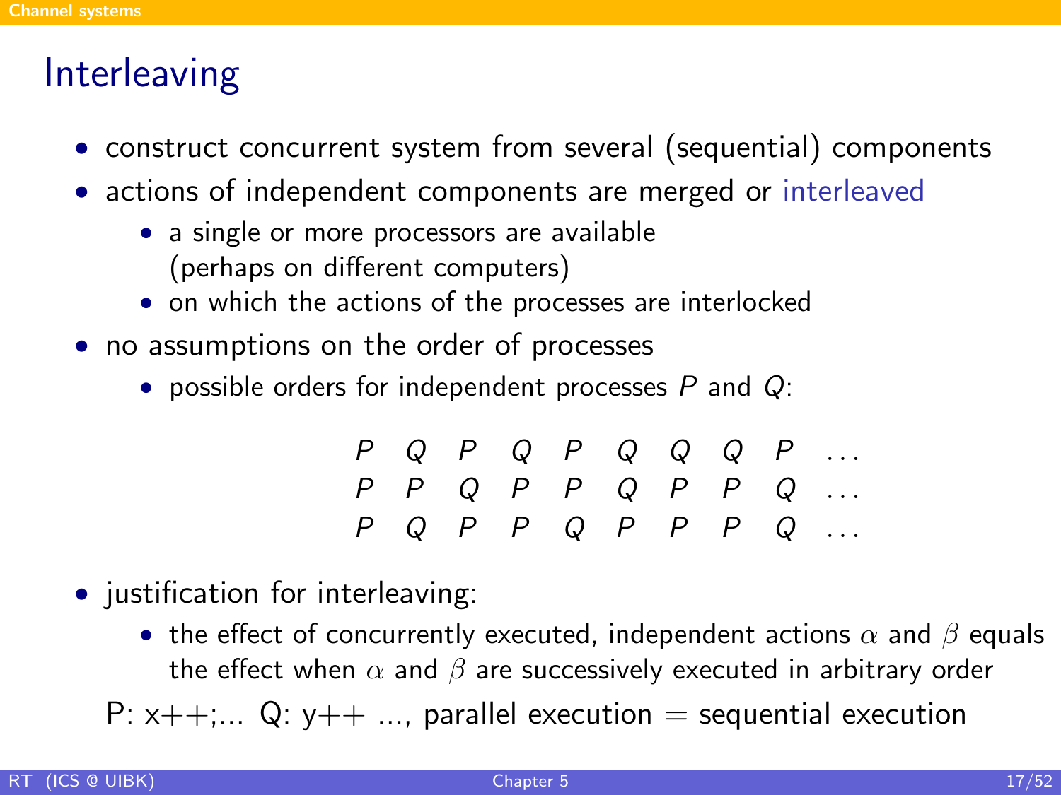# Interleaving

- construct concurrent system from several (sequential) components
- actions of independent components are merged or interleaved
  - a single or more processors are available (perhaps on different computers)
  - on which the actions of the processes are interlocked
- no assumptions on the order of processes
  - possible orders for independent processes $P$ and $Q$:

$$
\begin{array}{cccccccccc}
P & Q & P & Q & P & Q & Q & Q & P & \ldots \\
P & P & Q & P & P & Q & P & P & Q & \ldots \\
P & Q & P & P & Q & P & P & P & Q & \ldots
\end{array}
$$

- justification for interleaving:
  - the effect of concurrently executed, independent actions $\alpha$ and $\beta$ equals the effect when $\alpha$ and $\beta$ are successively executed in arbitrary order

P: x++;... Q: y++ ..., parallel execution = sequential execution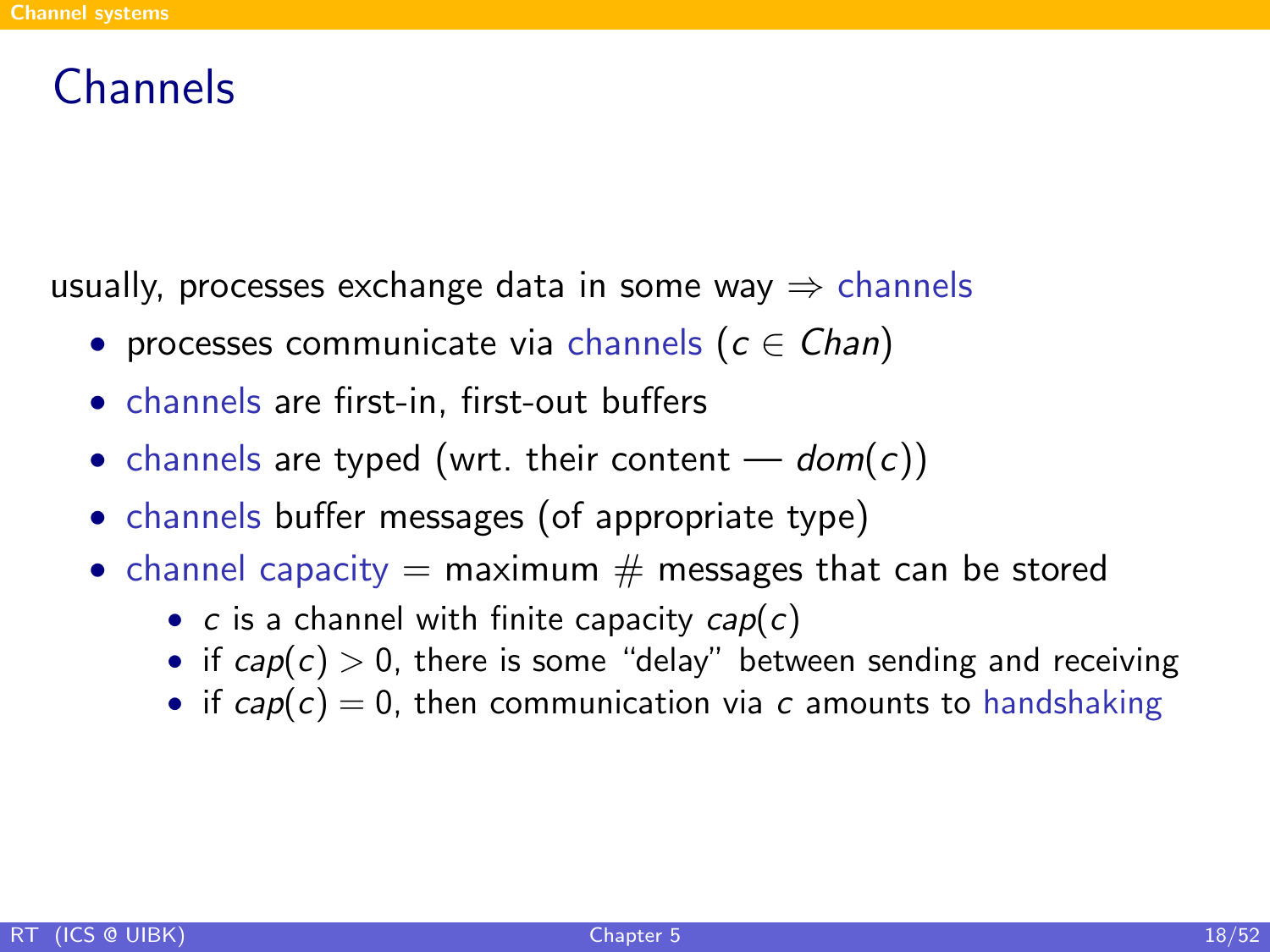# Channels

usually, processes exchange data in some way $\Rightarrow$ channels

- processes communicate via channels ($c \in Chan$)
- channels are first-in, first-out buffers
- channels are typed (wrt. their content — $dom(c)$)
- channels buffer messages (of appropriate type)
- channel capacity = maximum # messages that can be stored
  - $c$ is a channel with finite capacity $cap(c)$
  - if $cap(c) > 0$, there is some “delay” between sending and receiving
  - if $cap(c) = 0$, then communication via $c$ amounts to handshaking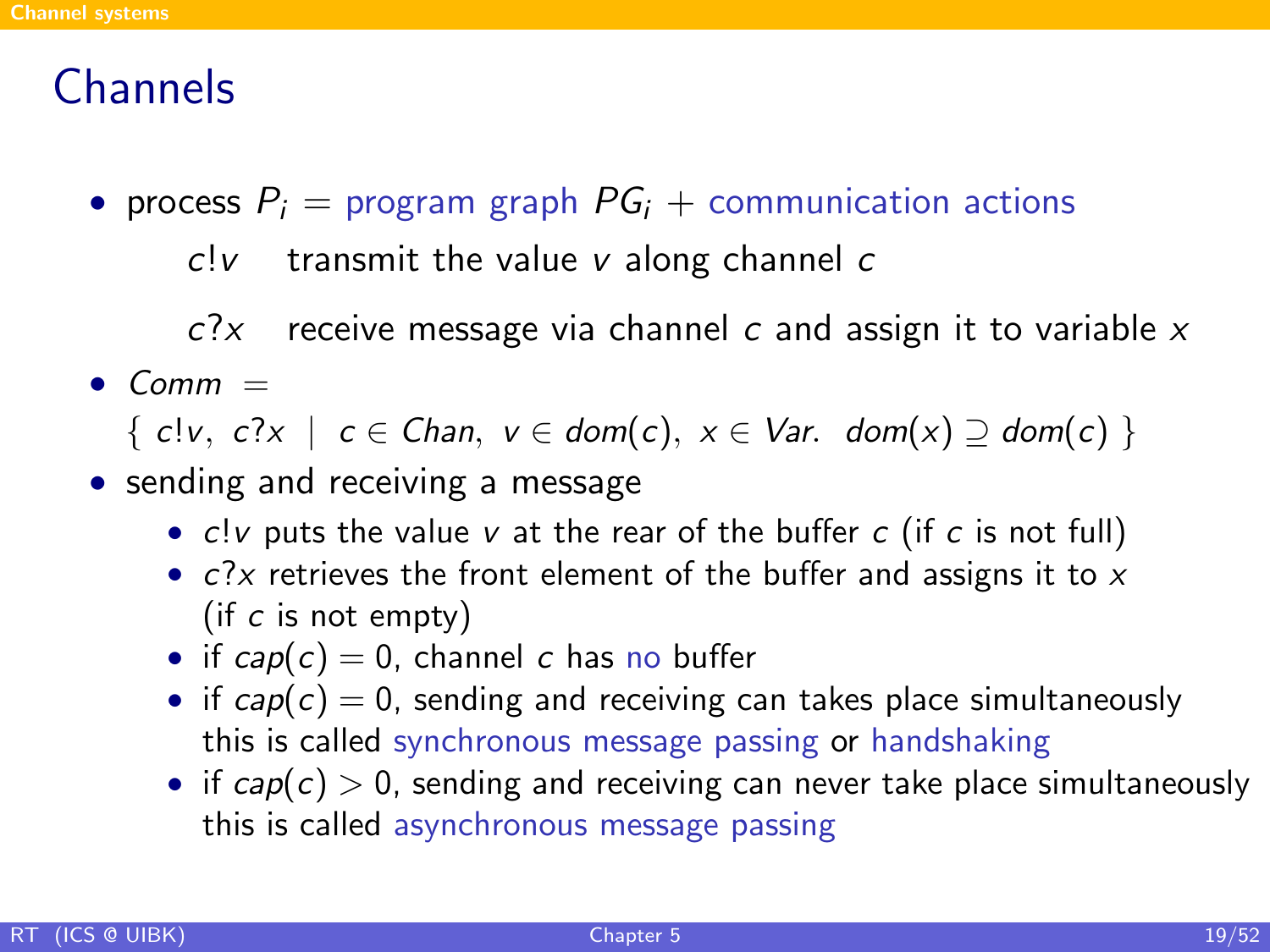# Channels

- process $P_i$ = program graph $PG_i$ + communication actions

  $c!v$ transmit the value $v$ along channel $c$

  $c?x$ receive message via channel $c$ and assign it to variable $x$

- $Comm =$

  $\{ \ c!v, \ c?x \ \mid \ c \in Chan, \ v \in dom(c), \ x \in Var. \ \ dom(x) \supseteq dom(c) \ \}$

- sending and receiving a message
  - $c!v$ puts the value $v$ at the rear of the buffer $c$ (if $c$ is not full)
  - $c?x$ retrieves the front element of the buffer and assigns it to $x$ (if $c$ is not empty)
  - if $cap(c) = 0$, channel $c$ has no buffer
  - if $cap(c) = 0$, sending and receiving can takes place simultaneously this is called synchronous message passing or handshaking
  - if $cap(c) > 0$, sending and receiving can never take place simultaneously this is called asynchronous message passing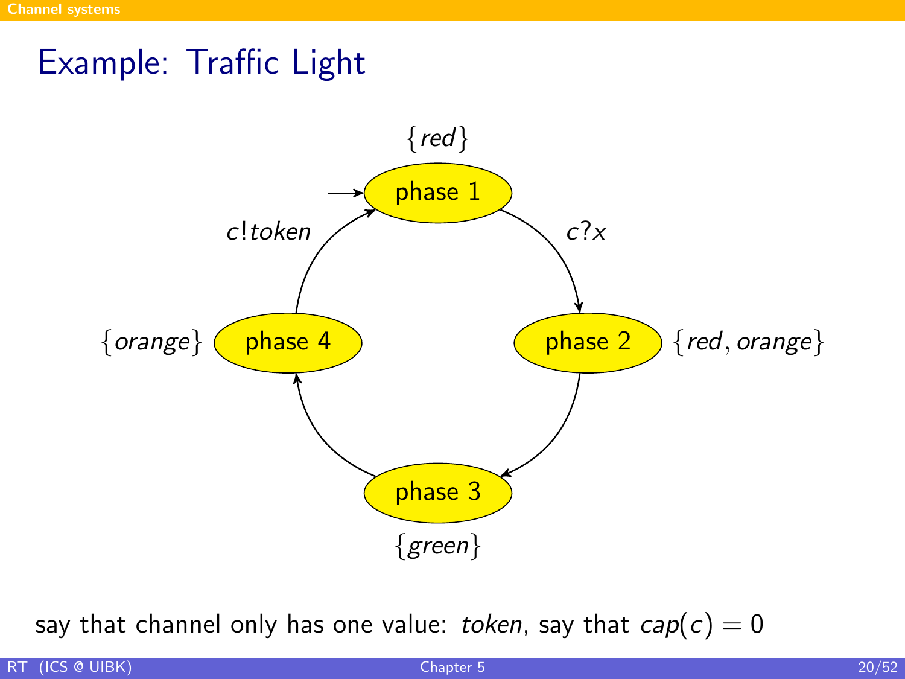# Example: Traffic Light

$\{red\}$

phase 1

$c?x$

phase 2 $\{red, orange\}$

phase 3

$\{green\}$

$\{orange\}$ phase 4

$c!token$

say that channel only has one value: *token*, say that $cap(c) = 0$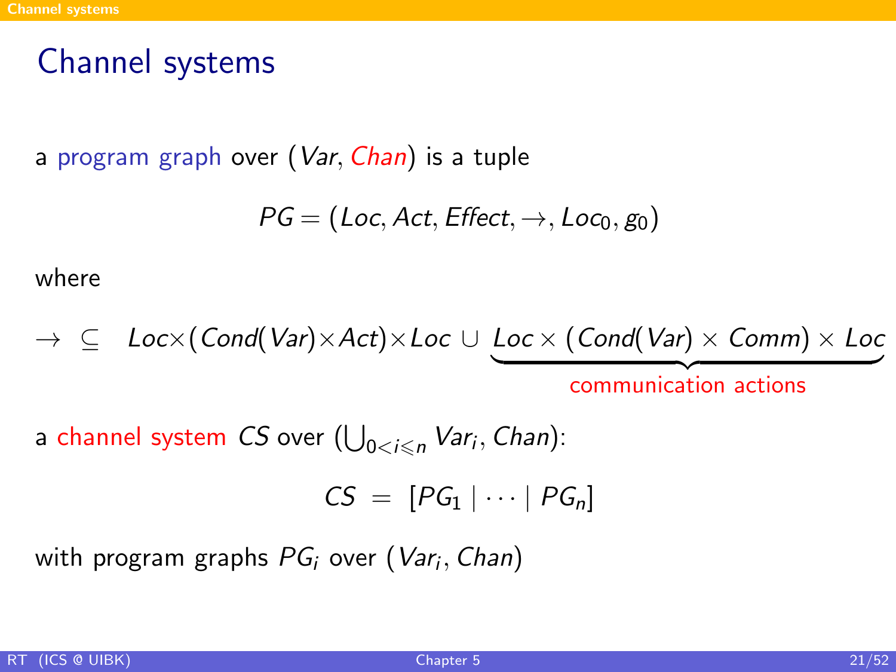# Channel systems

a program graph over $(Var, Chan)$ is a tuple

$$PG = (Loc, Act, Effect, \rightarrow, Loc_0, g_0)$$

where

$$\rightarrow \;\subseteq\; Loc \times (Cond(Var) \times Act) \times Loc \;\cup\; \underbrace{Loc \times (Cond(Var) \times Comm) \times Loc}_{\text{communication actions}}$$

a channel system $CS$ over $(\bigcup_{0<i\leqslant n} Var_i, Chan)$:

$$CS \;=\; [PG_1 \mid \cdots \mid PG_n]$$

with program graphs $PG_i$ over $(Var_i, Chan)$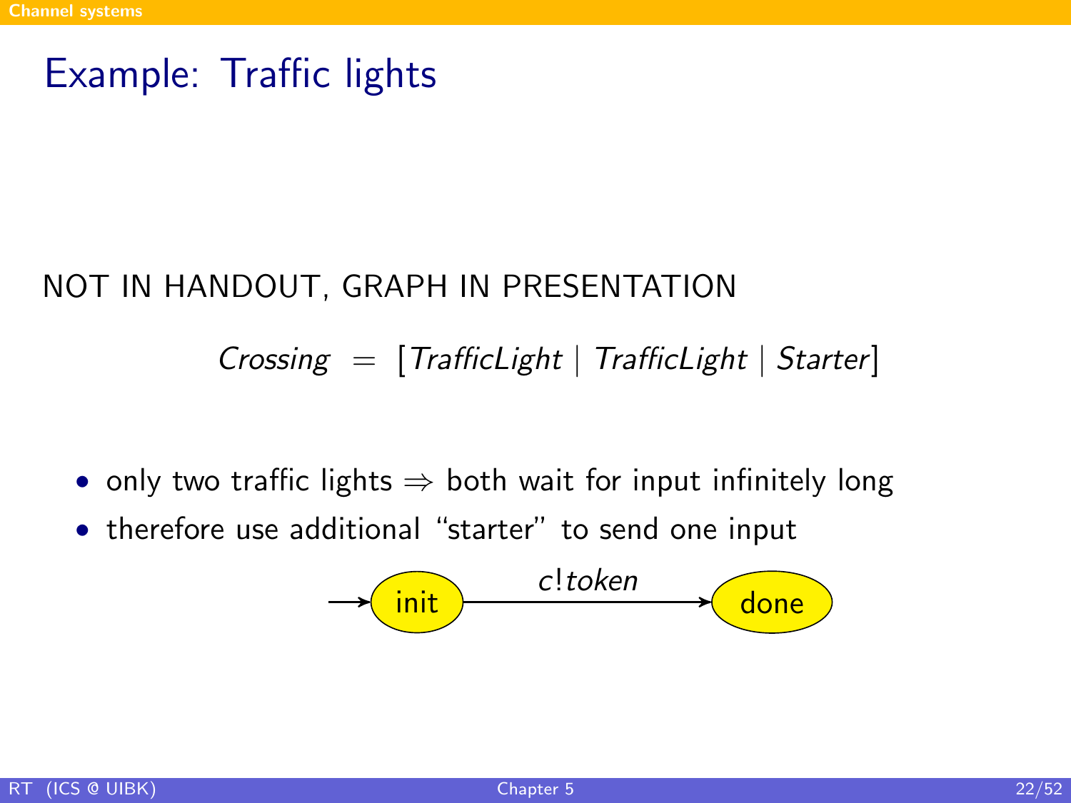# Example: Traffic lights

NOT IN HANDOUT, GRAPH IN PRESENTATION

$$\mathit{Crossing} \;=\; [\mathit{TrafficLight} \mid \mathit{TrafficLight} \mid \mathit{Starter}]$$

- only two traffic lights ⇒ both wait for input infinitely long
- therefore use additional “starter” to send one input

→ (init) —$c!\mathit{token}$→ (done)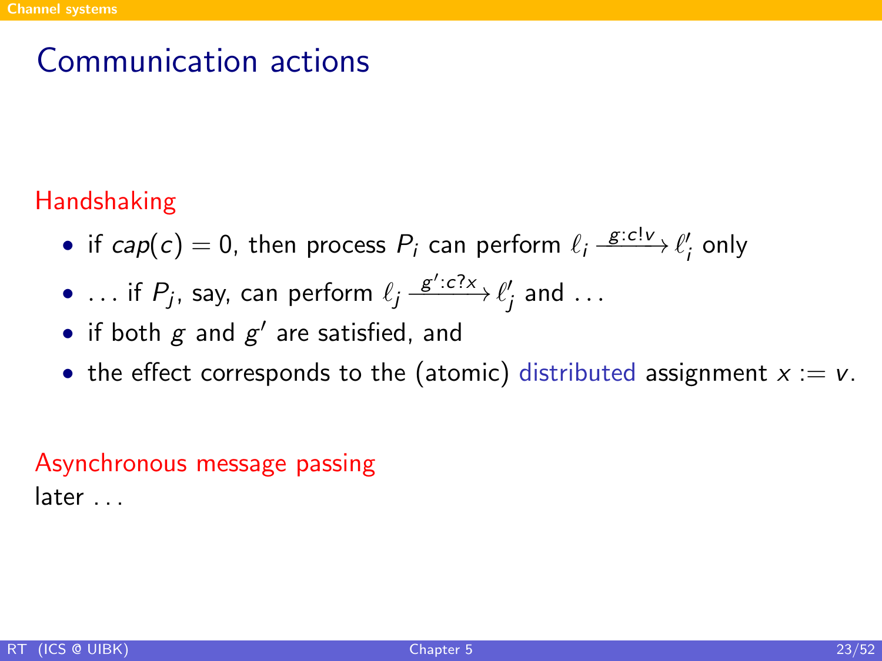# Communication actions

**Handshaking**

- if $cap(c) = 0$, then process $P_i$ can perform $\ell_i \xrightarrow{g:c!v} \ell'_i$ only
- ... if $P_j$, say, can perform $\ell_j \xrightarrow{g':c?x} \ell'_j$ and ...
- if both $g$ and $g'$ are satisfied, and
- the effect corresponds to the (atomic) distributed assignment $x := v$.

**Asynchronous message passing**

later ...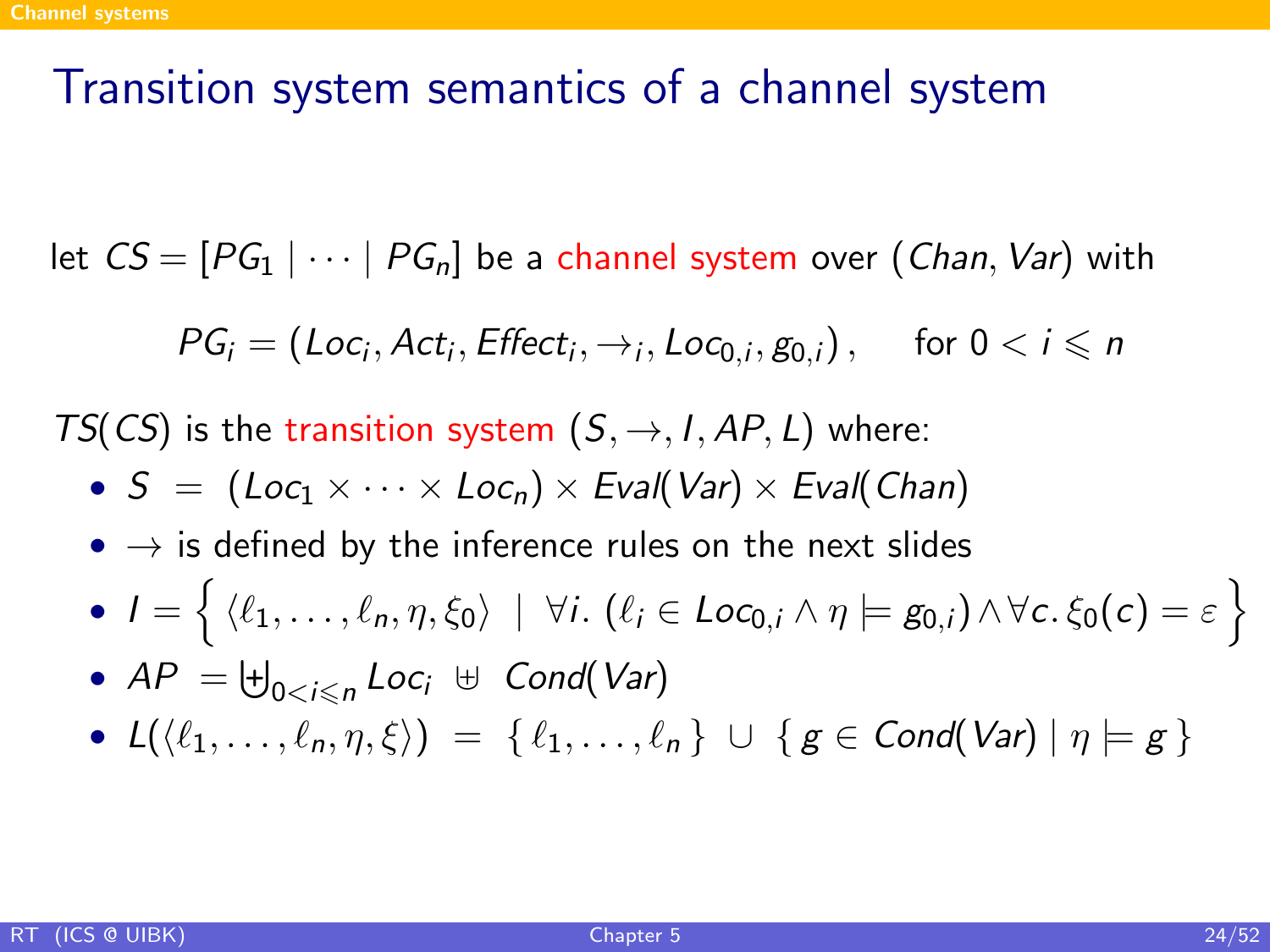# Transition system semantics of a channel system

let $CS = [PG_1 \mid \cdots \mid PG_n]$ be a channel system over $(Chan, Var)$ with

$$PG_i = (Loc_i, Act_i, Effect_i, \rightarrow_i, Loc_{0,i}, g_{0,i}), \qquad \text{for } 0 < i \leqslant n$$

$TS(CS)$ is the transition system $(S, \rightarrow, I, AP, L)$ where:

- $S \; = \; (Loc_1 \times \cdots \times Loc_n) \times Eval(Var) \times Eval(Chan)$
- $\rightarrow$ is defined by the inference rules on the next slides
- $I = \left\{ \langle \ell_1, \ldots, \ell_n, \eta, \xi_0 \rangle \;\middle|\; \forall i.\ (\ell_i \in Loc_{0,i} \wedge \eta \models g_{0,i}) \wedge \forall c.\, \xi_0(c) = \varepsilon \right\}$
- $AP \; = \biguplus_{0 < i \leqslant n} Loc_i \; \uplus \; Cond(Var)$
- $L(\langle \ell_1, \ldots, \ell_n, \eta, \xi \rangle) \; = \; \{ \ell_1, \ldots, \ell_n \} \; \cup \; \{ g \in Cond(Var) \mid \eta \models g \}$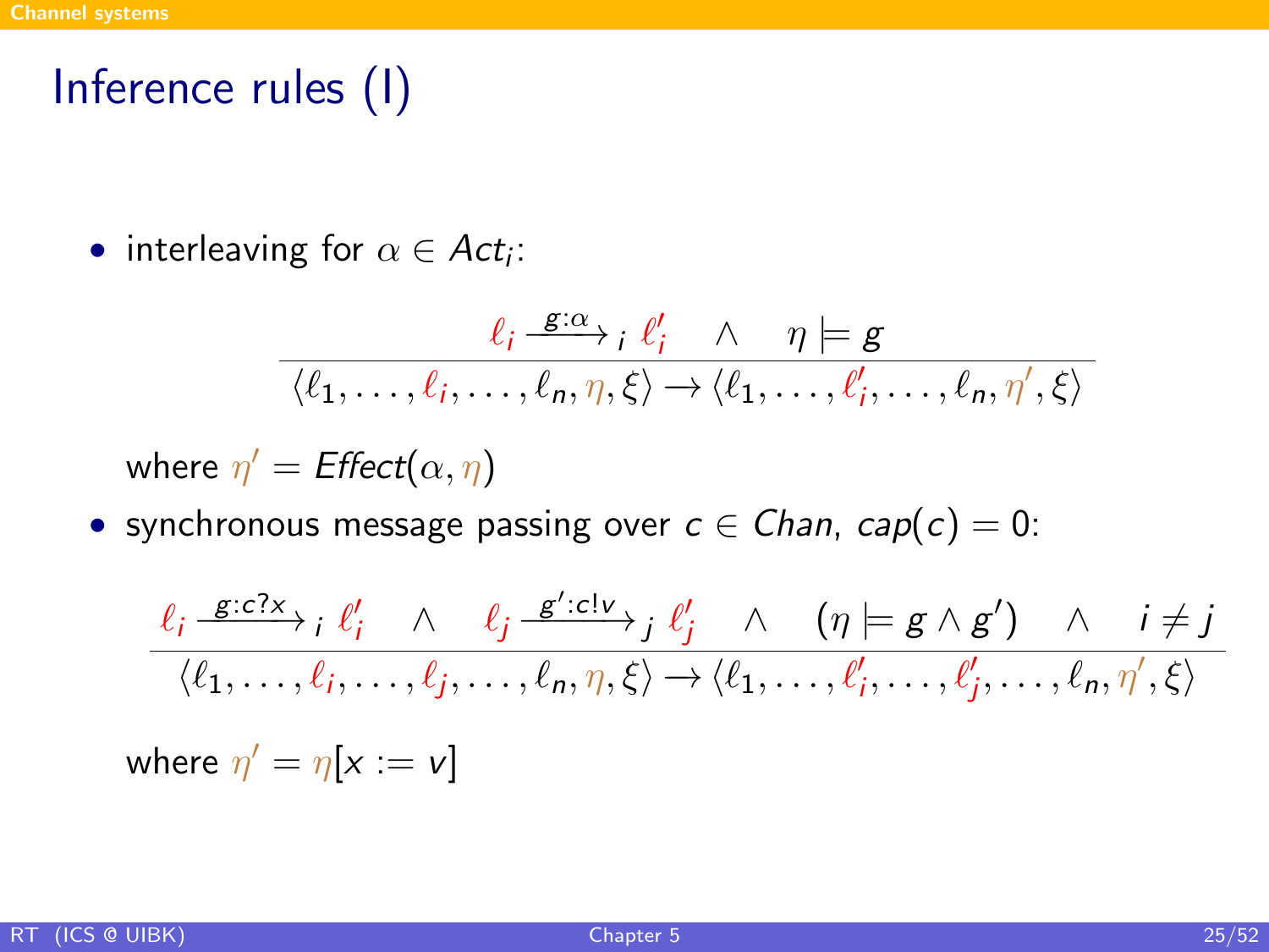# Inference rules (I)

- interleaving for $\alpha \in Act_i$:

$$\frac{\ell_i \xrightarrow{g:\alpha}_i \ell_i' \quad \wedge \quad \eta \models g}{\langle \ell_1, \ldots, \ell_i, \ldots, \ell_n, \eta, \xi \rangle \rightarrow \langle \ell_1, \ldots, \ell_i', \ldots, \ell_n, \eta', \xi \rangle}$$

  where $\eta' = \mathit{Effect}(\alpha, \eta)$

- synchronous message passing over $c \in \mathit{Chan}$, $\mathit{cap}(c) = 0$:

$$\frac{\ell_i \xrightarrow{g:c?x}_i \ell_i' \quad \wedge \quad \ell_j \xrightarrow{g':c!v}_j \ell_j' \quad \wedge \quad (\eta \models g \wedge g') \quad \wedge \quad i \neq j}{\langle \ell_1, \ldots, \ell_i, \ldots, \ell_j, \ldots, \ell_n, \eta, \xi \rangle \rightarrow \langle \ell_1, \ldots, \ell_i', \ldots, \ell_j', \ldots, \ell_n, \eta', \xi \rangle}$$

  where $\eta' = \eta[x := v]$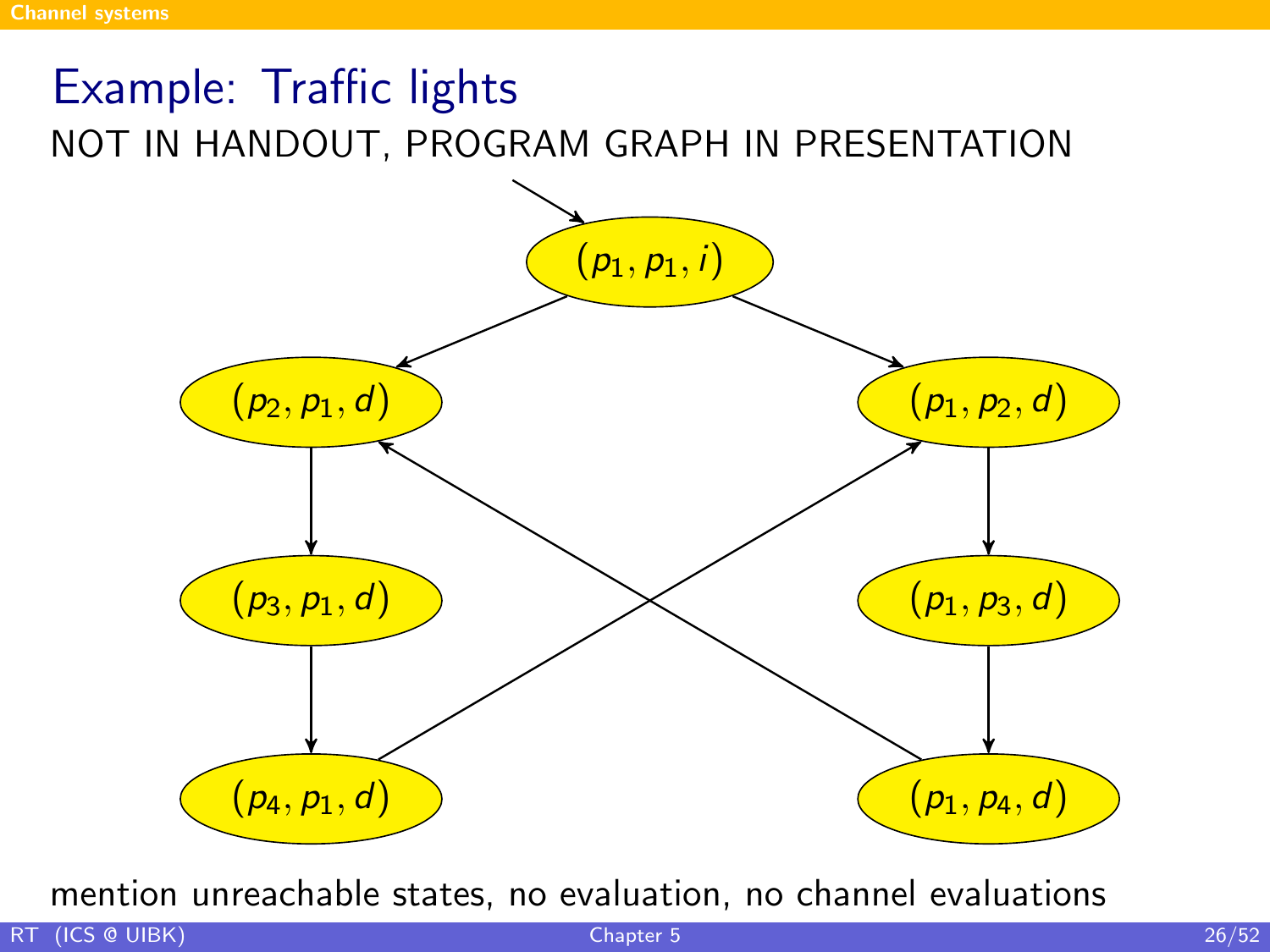# Example: Traffic lights

NOT IN HANDOUT, PROGRAM GRAPH IN PRESENTATION

$(p_1, p_1, i)$

$(p_2, p_1, d)$ $(p_1, p_2, d)$

$(p_3, p_1, d)$ $(p_1, p_3, d)$

$(p_4, p_1, d)$ $(p_1, p_4, d)$

mention unreachable states, no evaluation, no channel evaluations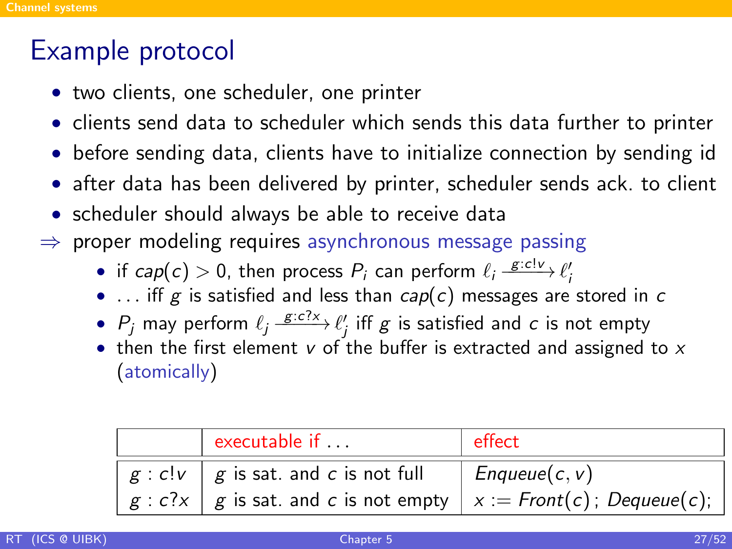# Example protocol

- two clients, one scheduler, one printer
- clients send data to scheduler which sends this data further to printer
- before sending data, clients have to initialize connection by sending id
- after data has been delivered by printer, scheduler sends ack. to client
- scheduler should always be able to receive data

⇒ proper modeling requires asynchronous message passing

- if $cap(c) > 0$, then process $P_i$ can perform $\ell_i \xrightarrow{g:c!v} \ell_i'$
- ... iff $g$ is satisfied and less than $cap(c)$ messages are stored in $c$
- $P_j$ may perform $\ell_j \xrightarrow{g:c?x} \ell_j'$ iff $g$ is satisfied and $c$ is not empty
- then the first element $v$ of the buffer is extracted and assigned to $x$ (atomically)

| | executable if ... | effect |
|---|---|---|
| $g : c!v$ | $g$ is sat. and $c$ is not full | $Enqueue(c, v)$ |
| $g : c?x$ | $g$ is sat. and $c$ is not empty | $x := Front(c)\,;\ Dequeue(c);$ |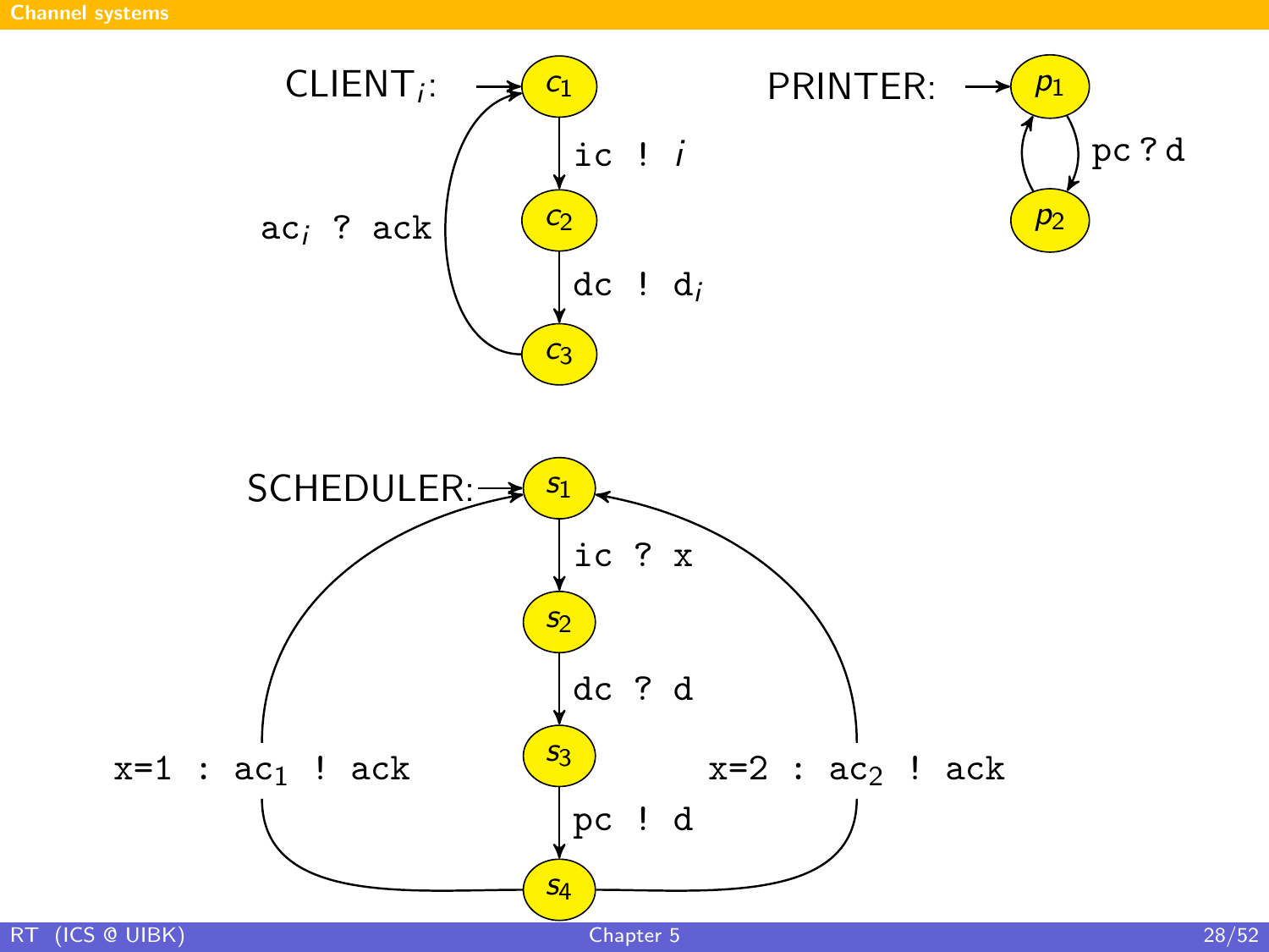## Channel systems

CLIENT$_i$: $c_1$ → $c_2$: ic ! $i$; $c_2$ → $c_3$: dc ! $d_i$; $c_3$ → $c_1$: ac$_i$ ? ack

PRINTER: $p_1$ → $p_2$: pc ? d; $p_2$ → $p_1$

SCHEDULER: $s_1$ → $s_2$: ic ? x; $s_2$ → $s_3$: dc ? d; $s_3$ → $s_4$: pc ! d; $s_4$ → $s_1$: x=1 : ac$_1$ ! ack; $s_4$ → $s_1$: x=2 : ac$_2$ ! ack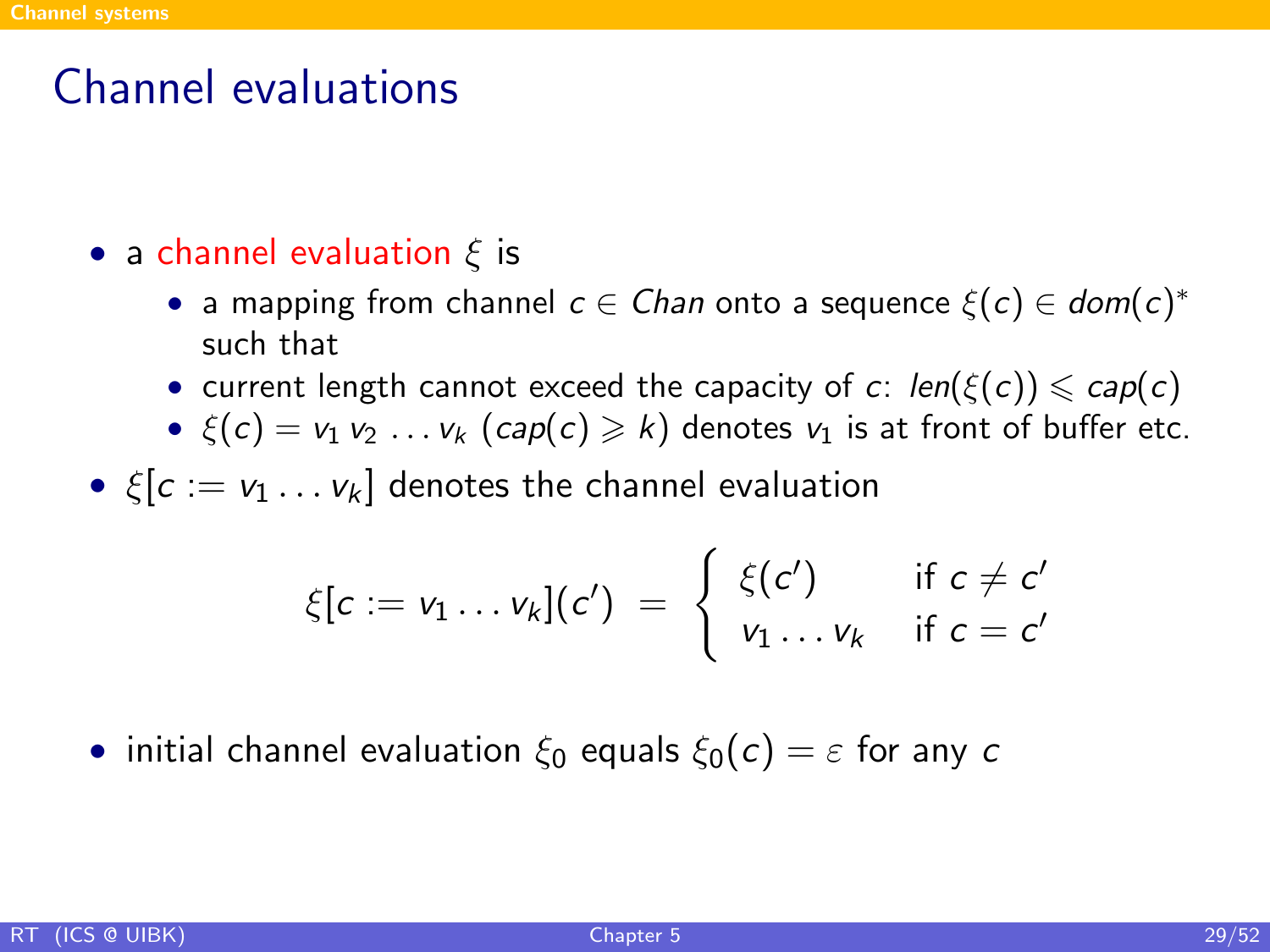# Channel evaluations

- a channel evaluation $\xi$ is
  - a mapping from channel $c \in \mathit{Chan}$ onto a sequence $\xi(c) \in \mathit{dom}(c)^*$ such that
  - current length cannot exceed the capacity of $c$: $\mathit{len}(\xi(c)) \leqslant \mathit{cap}(c)$
  - $\xi(c) = v_1 \, v_2 \, \dots v_k$ ($\mathit{cap}(c) \geqslant k$) denotes $v_1$ is at front of buffer etc.
- $\xi[c := v_1 \dots v_k]$ denotes the channel evaluation

$$\xi[c := v_1 \dots v_k](c') \;=\; \begin{cases} \xi(c') & \text{if } c \neq c' \\ v_1 \dots v_k & \text{if } c = c' \end{cases}$$

- initial channel evaluation $\xi_0$ equals $\xi_0(c) = \varepsilon$ for any $c$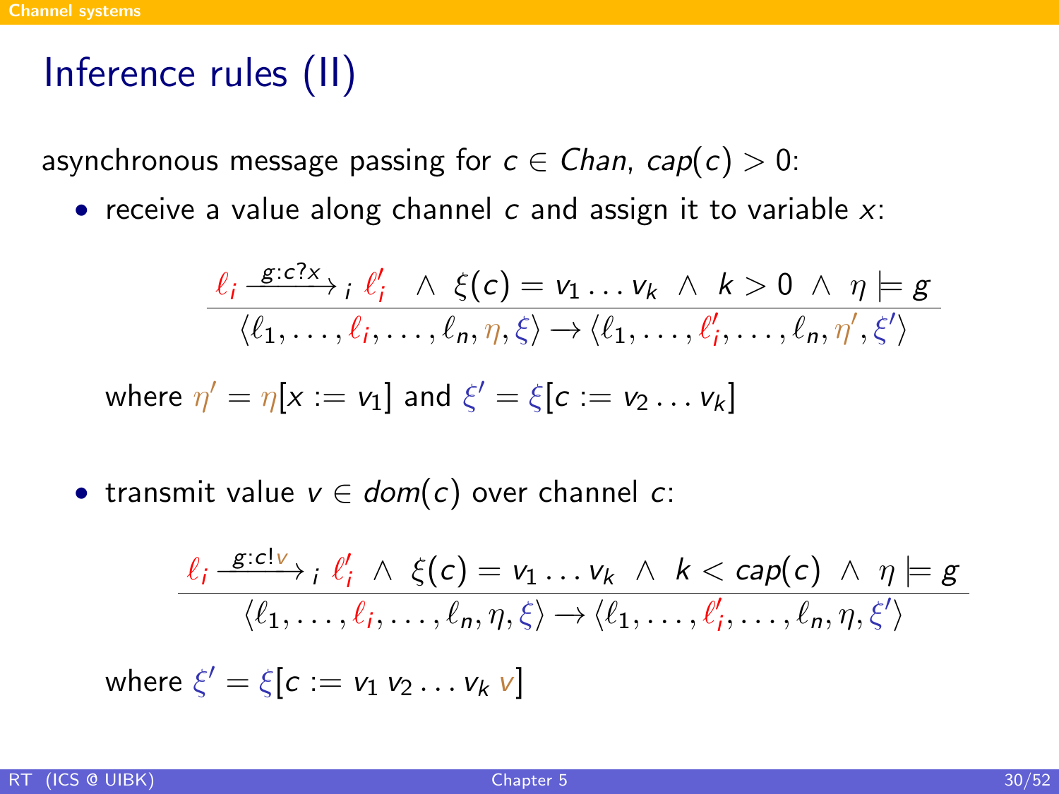# Inference rules (II)

asynchronous message passing for $c \in Chan$, $cap(c) > 0$:

- receive a value along channel $c$ and assign it to variable $x$:

$$\frac{\ell_i \xrightarrow{g:c?x}_i \ell_i' \;\wedge\; \xi(c) = v_1 \ldots v_k \;\wedge\; k > 0 \;\wedge\; \eta \models g}{\langle \ell_1, \ldots, \ell_i, \ldots, \ell_n, \eta, \xi \rangle \rightarrow \langle \ell_1, \ldots, \ell_i', \ldots, \ell_n, \eta', \xi' \rangle}$$

  where $\eta' = \eta[x := v_1]$ and $\xi' = \xi[c := v_2 \ldots v_k]$

- transmit value $v \in dom(c)$ over channel $c$:

$$\frac{\ell_i \xrightarrow{g:c!v}_i \ell_i' \;\wedge\; \xi(c) = v_1 \ldots v_k \;\wedge\; k < cap(c) \;\wedge\; \eta \models g}{\langle \ell_1, \ldots, \ell_i, \ldots, \ell_n, \eta, \xi \rangle \rightarrow \langle \ell_1, \ldots, \ell_i', \ldots, \ell_n, \eta, \xi' \rangle}$$

  where $\xi' = \xi[c := v_1\, v_2 \ldots v_k\, v]$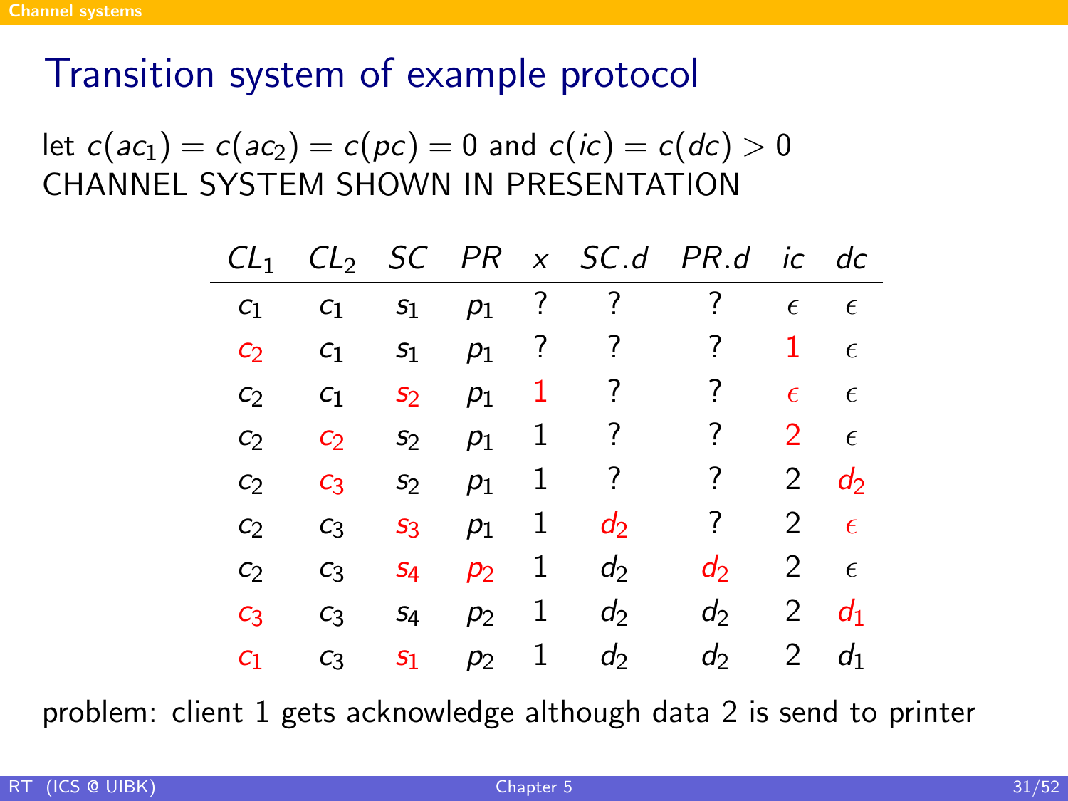# Transition system of example protocol

let $c(ac_1) = c(ac_2) = c(pc) = 0$ and $c(ic) = c(dc) > 0$
CHANNEL SYSTEM SHOWN IN PRESENTATION

| $CL_1$ | $CL_2$ | $SC$ | $PR$ | $x$ | $SC.d$ | $PR.d$ | $ic$ | $dc$ |
|---|---|---|---|---|---|---|---|---|
| $c_1$ | $c_1$ | $s_1$ | $p_1$ | ? | ? | ? | $\epsilon$ | $\epsilon$ |
| $c_2$ | $c_1$ | $s_1$ | $p_1$ | ? | ? | ? | 1 | $\epsilon$ |
| $c_2$ | $c_1$ | $s_2$ | $p_1$ | 1 | ? | ? | $\epsilon$ | $\epsilon$ |
| $c_2$ | $c_2$ | $s_2$ | $p_1$ | 1 | ? | ? | 2 | $\epsilon$ |
| $c_2$ | $c_3$ | $s_2$ | $p_1$ | 1 | ? | ? | 2 | $d_2$ |
| $c_2$ | $c_3$ | $s_3$ | $p_1$ | 1 | $d_2$ | ? | 2 | $\epsilon$ |
| $c_2$ | $c_3$ | $s_4$ | $p_2$ | 1 | $d_2$ | $d_2$ | 2 | $\epsilon$ |
| $c_3$ | $c_3$ | $s_4$ | $p_2$ | 1 | $d_2$ | $d_2$ | 2 | $d_1$ |
| $c_1$ | $c_3$ | $s_1$ | $p_2$ | 1 | $d_2$ | $d_2$ | 2 | $d_1$ |

problem: client 1 gets acknowledge although data 2 is send to printer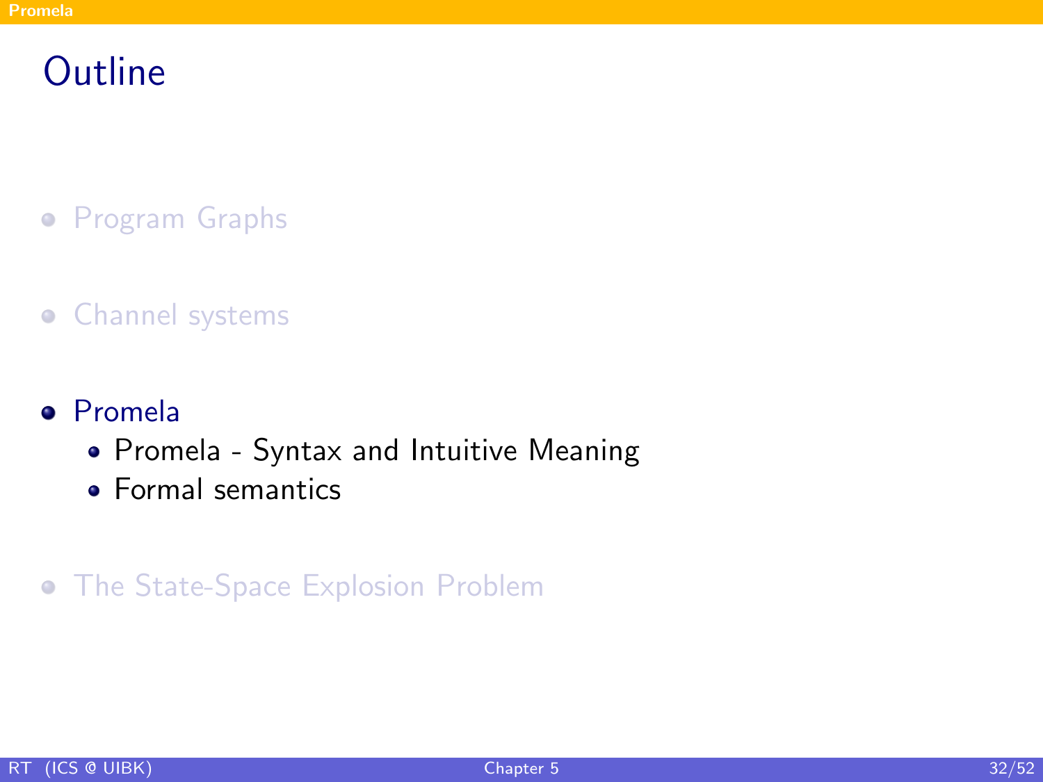# Outline

- Program Graphs
- Channel systems
- Promela
  - Promela - Syntax and Intuitive Meaning
  - Formal semantics
- The State-Space Explosion Problem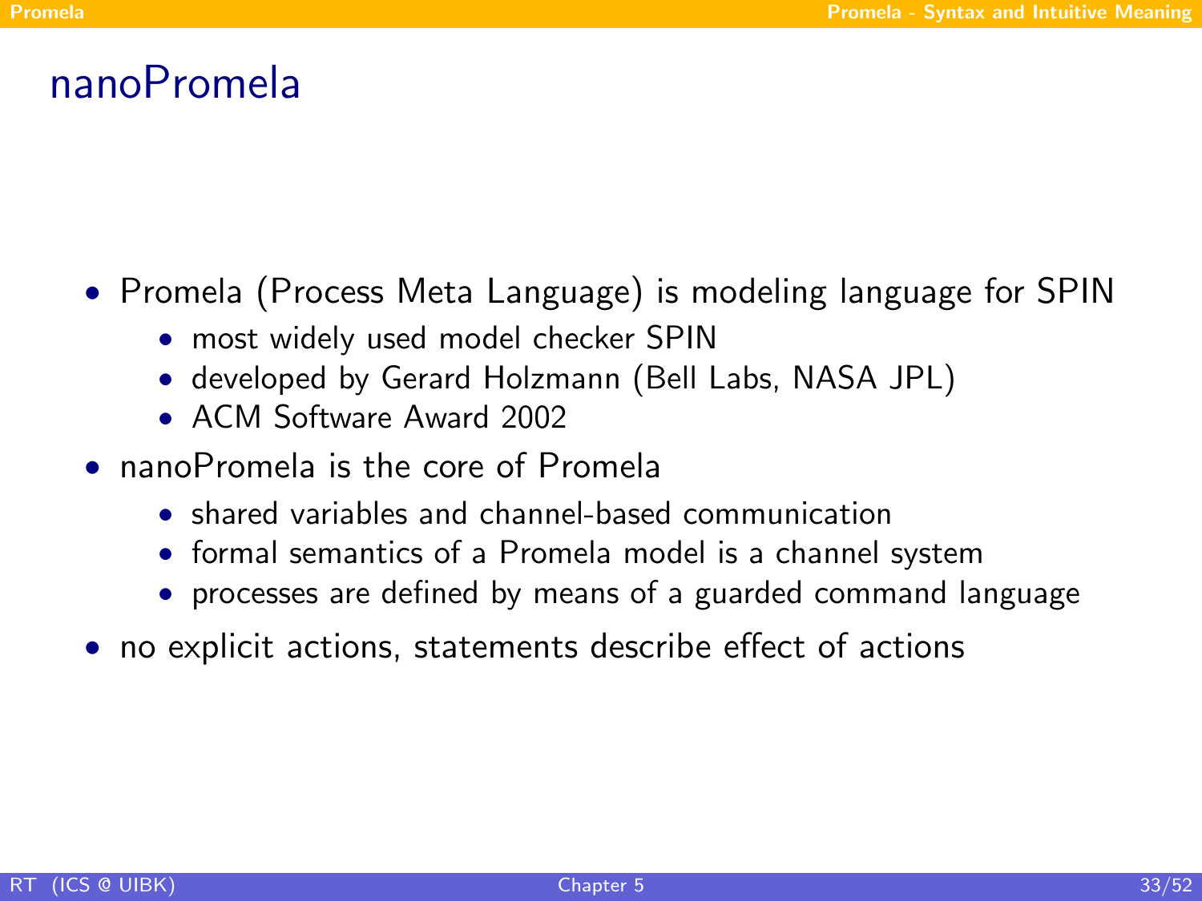# nanoPromela

- Promela (Process Meta Language) is modeling language for SPIN
  - most widely used model checker SPIN
  - developed by Gerard Holzmann (Bell Labs, NASA JPL)
  - ACM Software Award 2002
- nanoPromela is the core of Promela
  - shared variables and channel-based communication
  - formal semantics of a Promela model is a channel system
  - processes are defined by means of a guarded command language
- no explicit actions, statements describe effect of actions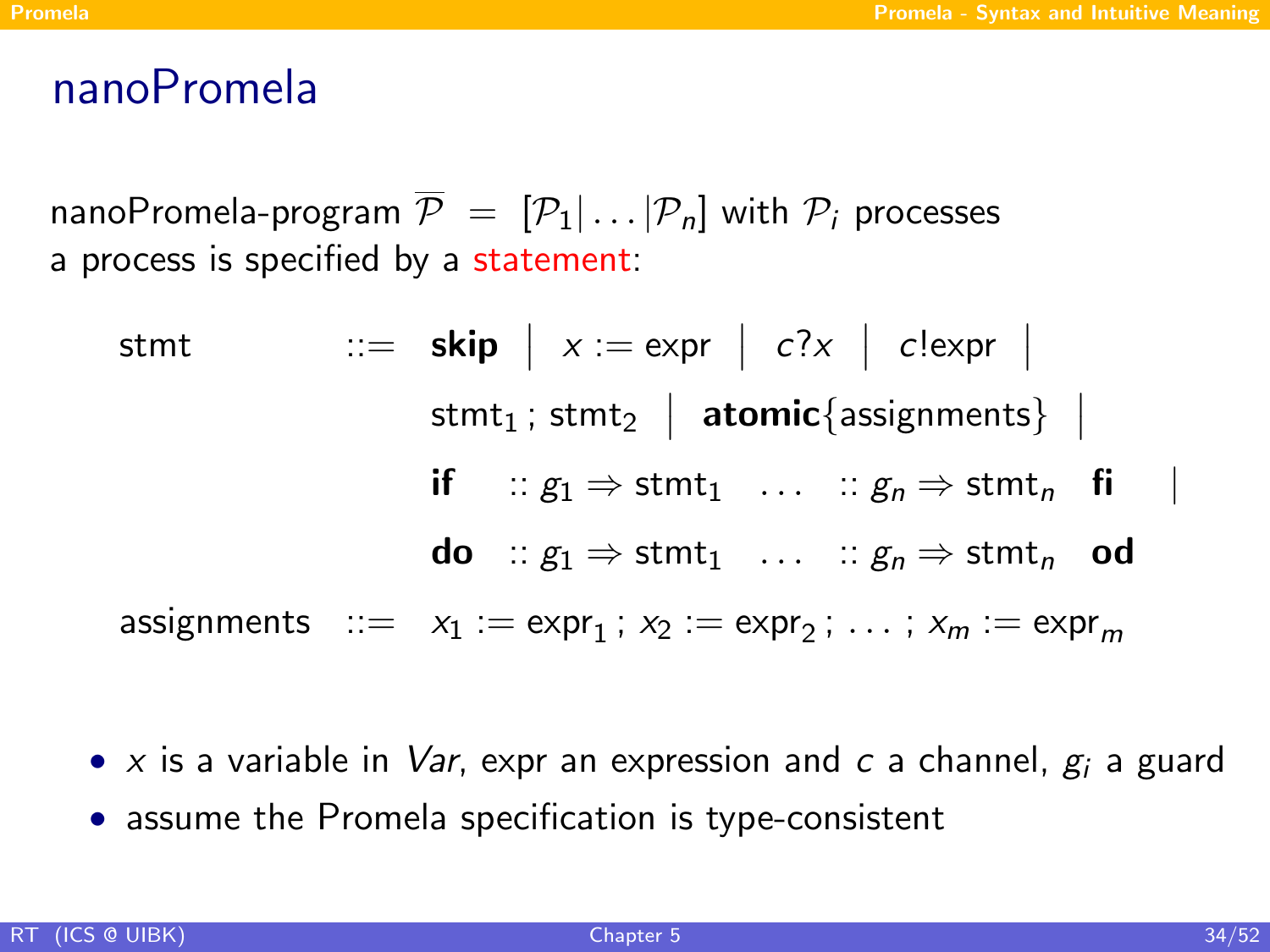# nanoPromela

nanoPromela-program $\overline{\mathcal{P}} = [\mathcal{P}_1 | \ldots | \mathcal{P}_n]$ with $\mathcal{P}_i$ processes
a process is specified by a statement:

$$
\begin{array}{lcl}
\text{stmt} & ::= & \textbf{skip} \;\big|\; x := \text{expr} \;\big|\; c?x \;\big|\; c!\text{expr} \;\big| \\
 & & \text{stmt}_1 \,;\, \text{stmt}_2 \;\big|\; \textbf{atomic}\{\text{assignments}\} \;\big| \\
 & & \textbf{if} \quad :: g_1 \Rightarrow \text{stmt}_1 \quad \ldots \quad :: g_n \Rightarrow \text{stmt}_n \quad \textbf{fi} \quad \big| \\
 & & \textbf{do} \quad :: g_1 \Rightarrow \text{stmt}_1 \quad \ldots \quad :: g_n \Rightarrow \text{stmt}_n \quad \textbf{od} \\
\text{assignments} & ::= & x_1 := \text{expr}_1 \,;\, x_2 := \text{expr}_2 \,;\, \ldots \,;\, x_m := \text{expr}_m
\end{array}
$$

- $x$ is a variable in *Var*, expr an expression and $c$ a channel, $g_i$ a guard
- assume the Promela specification is type-consistent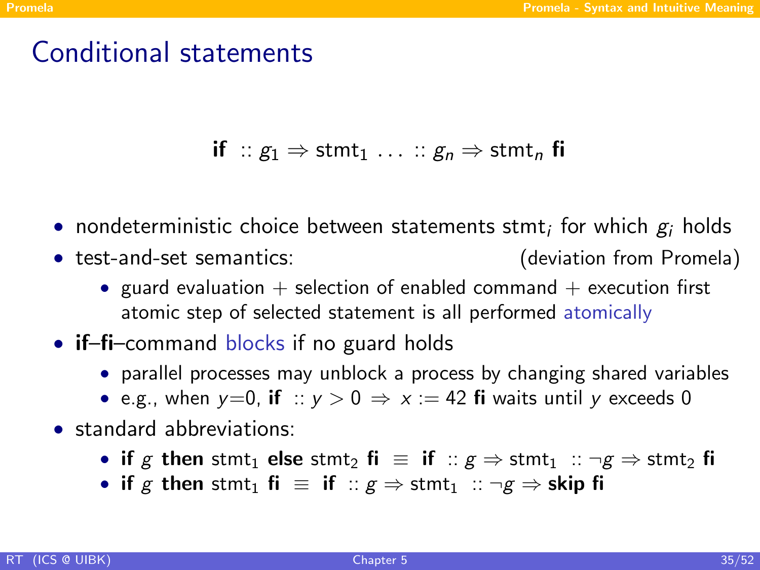# Conditional statements

$$\textbf{if} \;\; :: g_1 \Rightarrow \text{stmt}_1 \; \ldots \; :: g_n \Rightarrow \text{stmt}_n \; \textbf{fi}$$

- nondeterministic choice between statements $\text{stmt}_i$ for which $g_i$ holds
- test-and-set semantics: (deviation from Promela)
  - guard evaluation + selection of enabled command + execution first atomic step of selected statement is all performed atomically
- **if**–**fi**–command blocks if no guard holds
  - parallel processes may unblock a process by changing shared variables
  - e.g., when $y$=0, **if** $:: y > 0 \Rightarrow x := 42$ **fi** waits until $y$ exceeds 0
- standard abbreviations:
  - **if** $g$ **then** $\text{stmt}_1$ **else** $\text{stmt}_2$ **fi** $\equiv$ **if** $:: g \Rightarrow \text{stmt}_1 \;\; :: \neg g \Rightarrow \text{stmt}_2$ **fi**
  - **if** $g$ **then** $\text{stmt}_1$ **fi** $\equiv$ **if** $:: g \Rightarrow \text{stmt}_1 \;\; :: \neg g \Rightarrow$ **skip fi**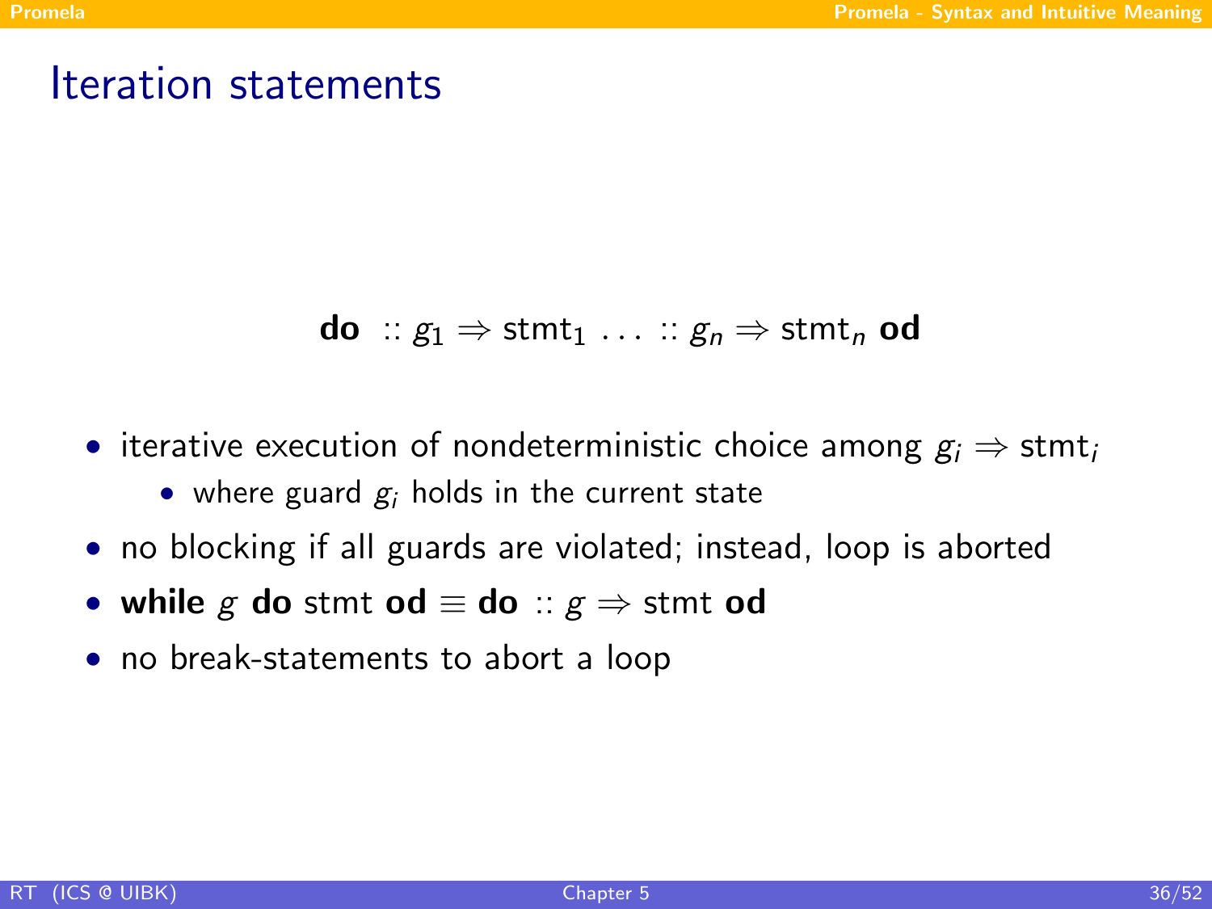# Iteration statements

$$\textbf{do} \ :: g_1 \Rightarrow \text{stmt}_1 \ \ldots \ :: g_n \Rightarrow \text{stmt}_n \ \textbf{od}$$

- iterative execution of nondeterministic choice among $g_i \Rightarrow \text{stmt}_i$
  - where guard $g_i$ holds in the current state
- no blocking if all guards are violated; instead, loop is aborted
- **while** $g$ **do** stmt **od** $\equiv$ **do** $:: g \Rightarrow$ stmt **od**
- no break-statements to abort a loop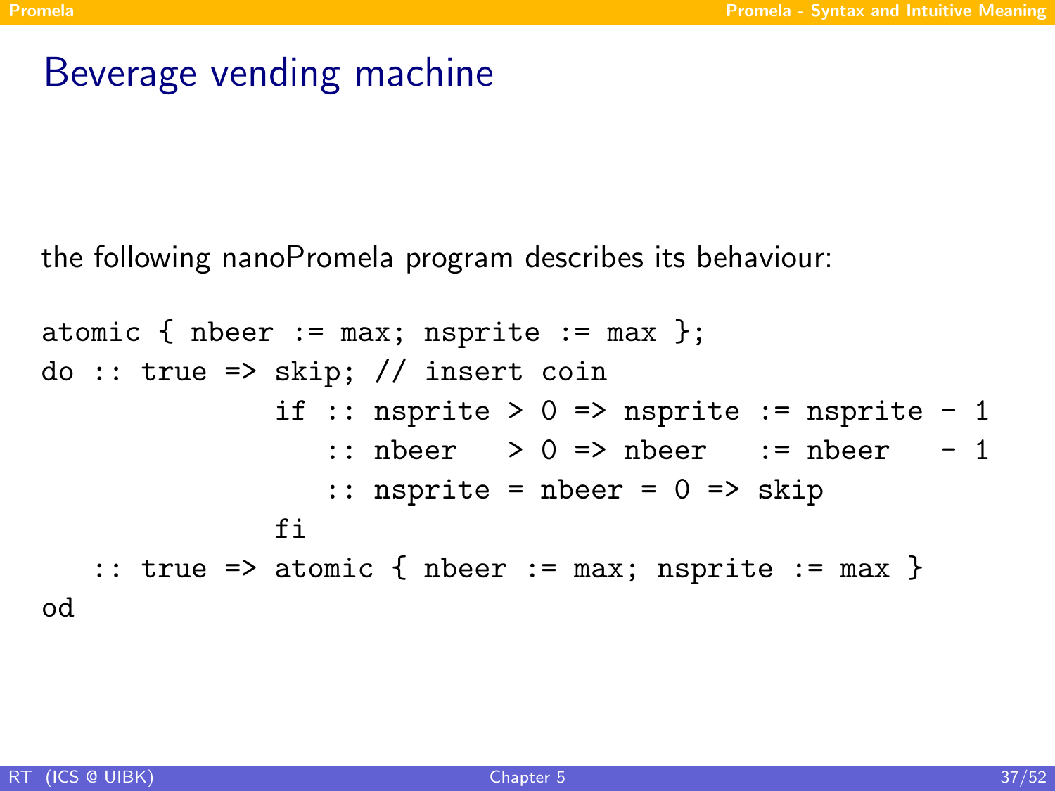# Beverage vending machine

the following nanoPromela program describes its behaviour:

```
atomic { nbeer := max; nsprite := max };
do :: true => skip; // insert coin
              if :: nsprite > 0 => nsprite := nsprite - 1
                 :: nbeer   > 0 => nbeer   := nbeer   - 1
                 :: nsprite = nbeer = 0 => skip
              fi
   :: true => atomic { nbeer := max; nsprite := max }
od
```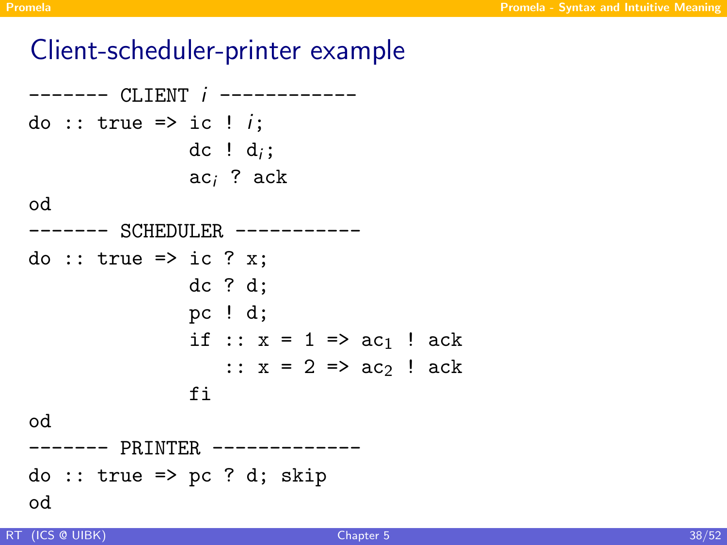# Client-scheduler-printer example

```
------- CLIENT i ------------
do :: true => ic ! i;
              dc ! d_i;
              ac_i ? ack
od
------- SCHEDULER -----------
do :: true => ic ? x;
              dc ? d;
              pc ! d;
              if :: x = 1 => ac_1 ! ack
                 :: x = 2 => ac_2 ! ack
              fi
od
------- PRINTER -------------
do :: true => pc ? d; skip
od
```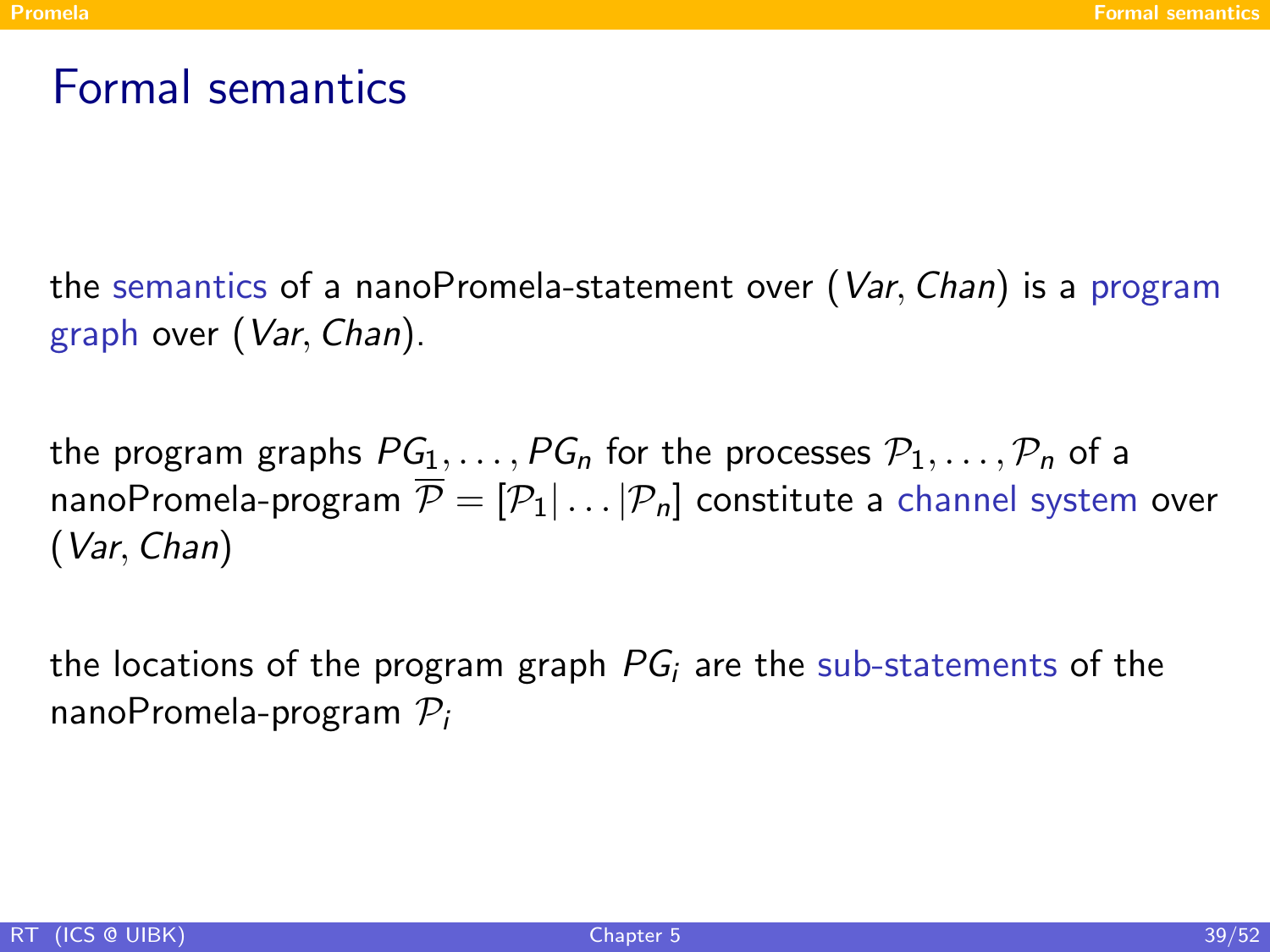# Formal semantics

the semantics of a nanoPromela-statement over $(Var, Chan)$ is a program graph over $(Var, Chan)$.

the program graphs $PG_1, \ldots, PG_n$ for the processes $\mathcal{P}_1, \ldots, \mathcal{P}_n$ of a nanoPromela-program $\overline{\mathcal{P}} = [\mathcal{P}_1| \ldots |\mathcal{P}_n]$ constitute a channel system over $(Var, Chan)$

the locations of the program graph $PG_i$ are the sub-statements of the nanoPromela-program $\mathcal{P}_i$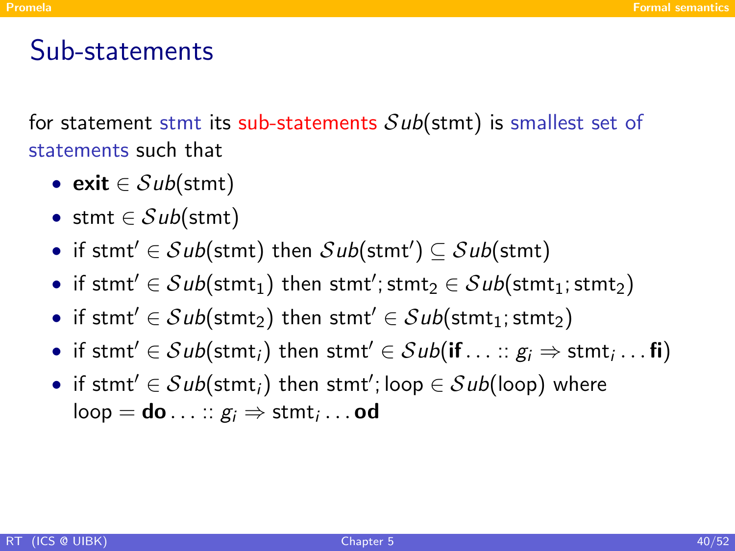## Sub-statements

for statement stmt its sub-statements $\mathcal{S}ub(\text{stmt})$ is smallest set of statements such that

- $\textbf{exit} \in \mathcal{S}ub(\text{stmt})$
- $\text{stmt} \in \mathcal{S}ub(\text{stmt})$
- if $\text{stmt}' \in \mathcal{S}ub(\text{stmt})$ then $\mathcal{S}ub(\text{stmt}') \subseteq \mathcal{S}ub(\text{stmt})$
- if $\text{stmt}' \in \mathcal{S}ub(\text{stmt}_1)$ then $\text{stmt}'; \text{stmt}_2 \in \mathcal{S}ub(\text{stmt}_1; \text{stmt}_2)$
- if $\text{stmt}' \in \mathcal{S}ub(\text{stmt}_2)$ then $\text{stmt}' \in \mathcal{S}ub(\text{stmt}_1; \text{stmt}_2)$
- if $\text{stmt}' \in \mathcal{S}ub(\text{stmt}_i)$ then $\text{stmt}' \in \mathcal{S}ub(\textbf{if} \ldots :: g_i \Rightarrow \text{stmt}_i \ldots \textbf{fi})$
- if $\text{stmt}' \in \mathcal{S}ub(\text{stmt}_i)$ then $\text{stmt}'; \text{loop} \in \mathcal{S}ub(\text{loop})$ where $\text{loop} = \textbf{do} \ldots :: g_i \Rightarrow \text{stmt}_i \ldots \textbf{od}$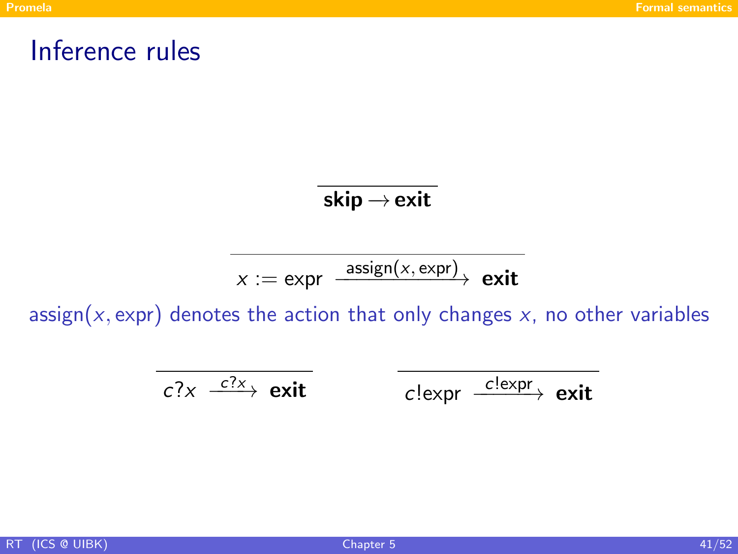# Inference rules

$$\frac{}{\textbf{skip} \rightarrow \textbf{exit}}$$

$$\frac{}{x := \text{expr} \xrightarrow{\text{assign}(x, \text{expr})} \textbf{exit}}$$

assign($x$, expr) denotes the action that only changes $x$, no other variables

$$\frac{}{c?x \xrightarrow{c?x} \textbf{exit}} \qquad \frac{}{c!\text{expr} \xrightarrow{c!\text{expr}} \textbf{exit}}$$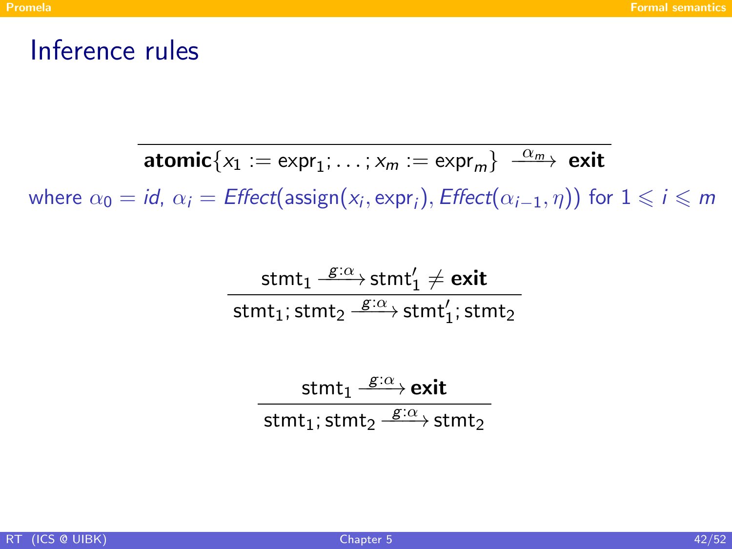# Inference rules

$$\frac{}{\textbf{atomic}\{x_1 := \text{expr}_1; \ldots; x_m := \text{expr}_m\} \xrightarrow{\alpha_m} \textbf{exit}}$$

where $\alpha_0 = id$, $\alpha_i = \mathit{Effect}(\text{assign}(x_i, \text{expr}_i), \mathit{Effect}(\alpha_{i-1}, \eta))$ for $1 \leqslant i \leqslant m$

$$\frac{\text{stmt}_1 \xrightarrow{g:\alpha} \text{stmt}_1' \neq \textbf{exit}}{\text{stmt}_1; \text{stmt}_2 \xrightarrow{g:\alpha} \text{stmt}_1'; \text{stmt}_2}$$

$$\frac{\text{stmt}_1 \xrightarrow{g:\alpha} \textbf{exit}}{\text{stmt}_1; \text{stmt}_2 \xrightarrow{g:\alpha} \text{stmt}_2}$$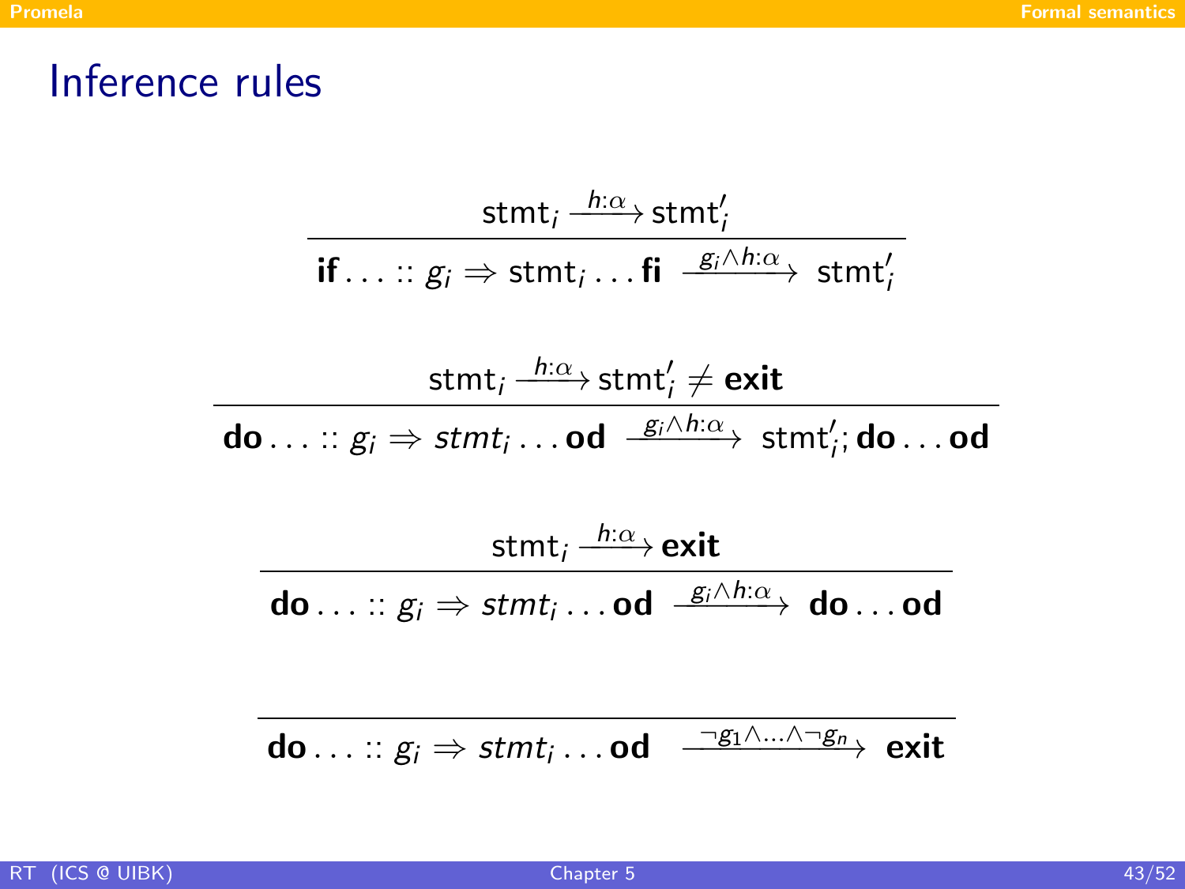# Inference rules

$$\frac{\mathsf{stmt}_i \xrightarrow{h:\alpha} \mathsf{stmt}_i'}{\mathbf{if} \ldots :: g_i \Rightarrow \mathsf{stmt}_i \ldots \mathbf{fi} \xrightarrow{g_i \wedge h:\alpha} \mathsf{stmt}_i'}$$

$$\frac{\mathsf{stmt}_i \xrightarrow{h:\alpha} \mathsf{stmt}_i' \neq \mathbf{exit}}{\mathbf{do} \ldots :: g_i \Rightarrow stmt_i \ldots \mathbf{od} \xrightarrow{g_i \wedge h:\alpha} \mathsf{stmt}_i'; \mathbf{do} \ldots \mathbf{od}}$$

$$\frac{\mathsf{stmt}_i \xrightarrow{h:\alpha} \mathbf{exit}}{\mathbf{do} \ldots :: g_i \Rightarrow stmt_i \ldots \mathbf{od} \xrightarrow{g_i \wedge h:\alpha} \mathbf{do} \ldots \mathbf{od}}$$

$$\frac{}{\mathbf{do} \ldots :: g_i \Rightarrow stmt_i \ldots \mathbf{od} \xrightarrow{\neg g_1 \wedge \ldots \wedge \neg g_n} \mathbf{exit}}$$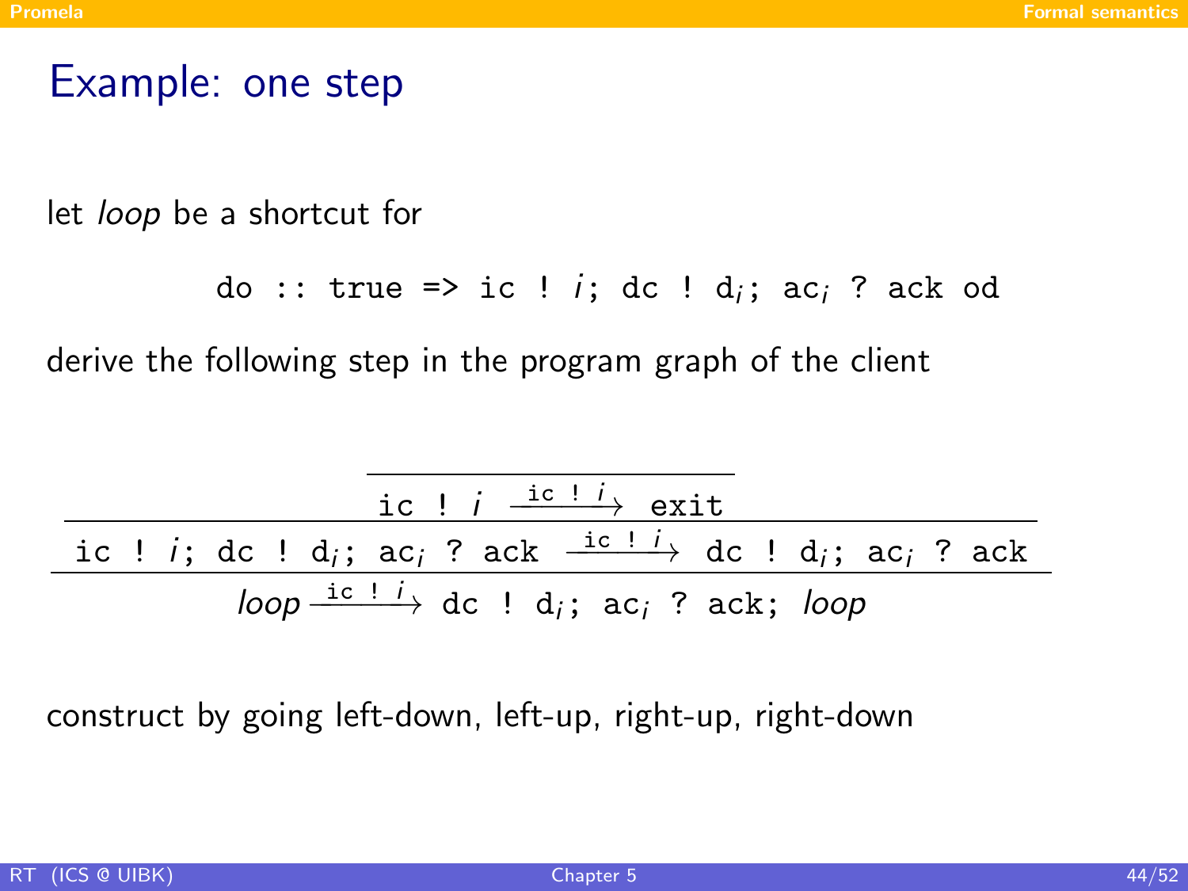# Example: one step

let *loop* be a shortcut for

```
do :: true => ic ! i; dc ! d_i; ac_i ? ack od
```

derive the following step in the program graph of the client

$$
\dfrac{\dfrac{\dfrac{}{\texttt{ic ! } i \xrightarrow{\texttt{ic ! } i} \texttt{exit}}}{\texttt{ic ! } i\texttt{; dc ! d}_i\texttt{; ac}_i\texttt{ ? ack} \xrightarrow{\texttt{ic ! } i} \texttt{dc ! d}_i\texttt{; ac}_i\texttt{ ? ack}}}{\mathit{loop} \xrightarrow{\texttt{ic ! } i} \texttt{dc ! d}_i\texttt{; ac}_i\texttt{ ? ack; } \mathit{loop}}
$$

construct by going left-down, left-up, right-up, right-down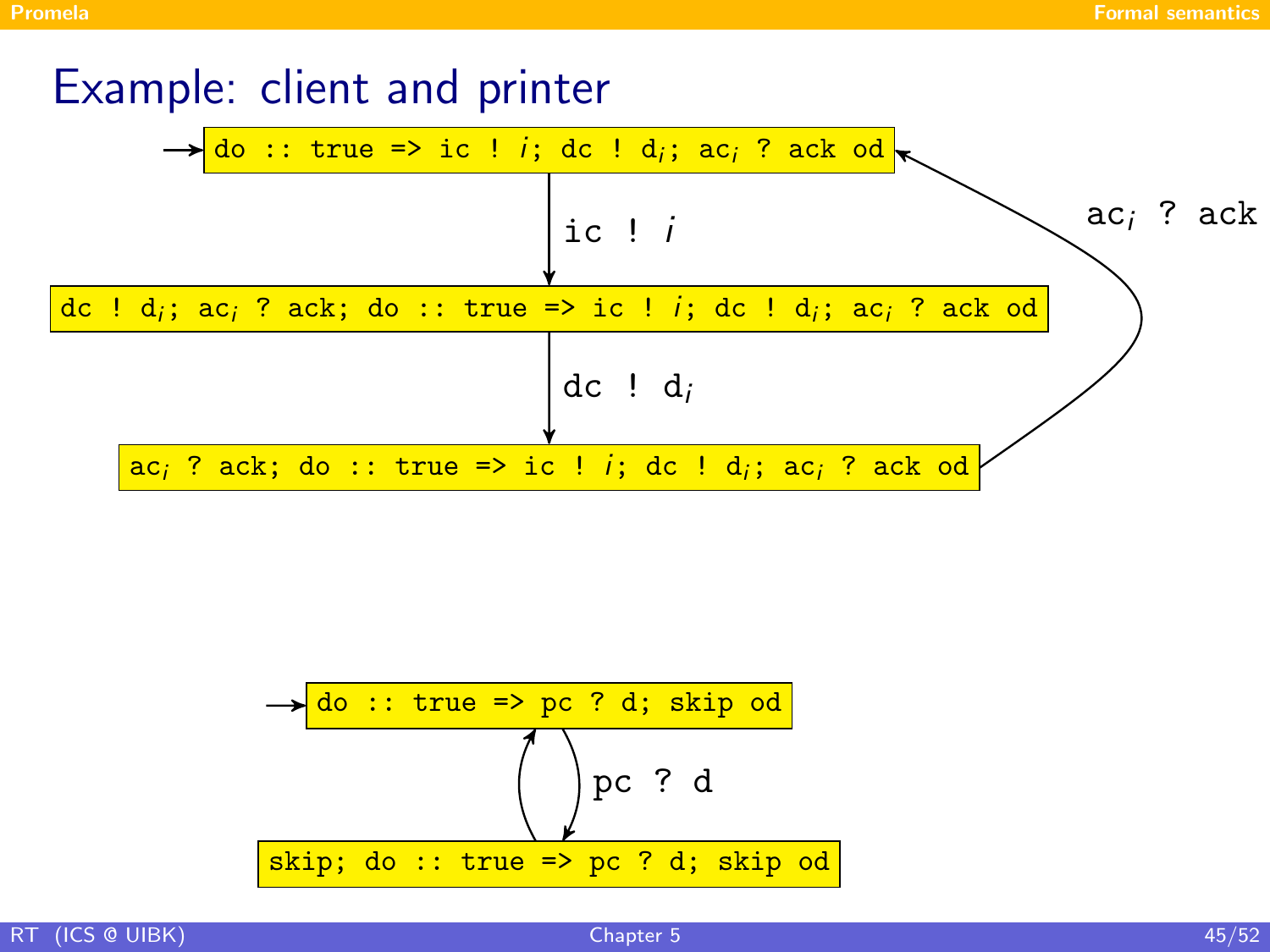# Example: client and printer

```
→ do :: true => ic ! i; dc ! d_i; ac_i ? ack od
```

Transitions:

- `do :: true => ic ! i; dc ! d_i; ac_i ? ack od` —(ic ! $i$)→ `dc ! d_i; ac_i ? ack; do :: true => ic ! i; dc ! d_i; ac_i ? ack od`
- `dc ! d_i; ac_i ? ack; do :: true => ic ! i; dc ! d_i; ac_i ? ack od` —(dc ! $d_i$)→ `ac_i ? ack; do :: true => ic ! i; dc ! d_i; ac_i ? ack od`
- `ac_i ? ack; do :: true => ic ! i; dc ! d_i; ac_i ? ack od` —($ac_i$ ? ack)→ `do :: true => ic ! i; dc ! d_i; ac_i ? ack od`

```
→ do :: true => pc ? d; skip od
```

Transitions:

- `do :: true => pc ? d; skip od` —(pc ? d)→ `skip; do :: true => pc ? d; skip od`
- `skip; do :: true => pc ? d; skip od` → `do :: true => pc ? d; skip od`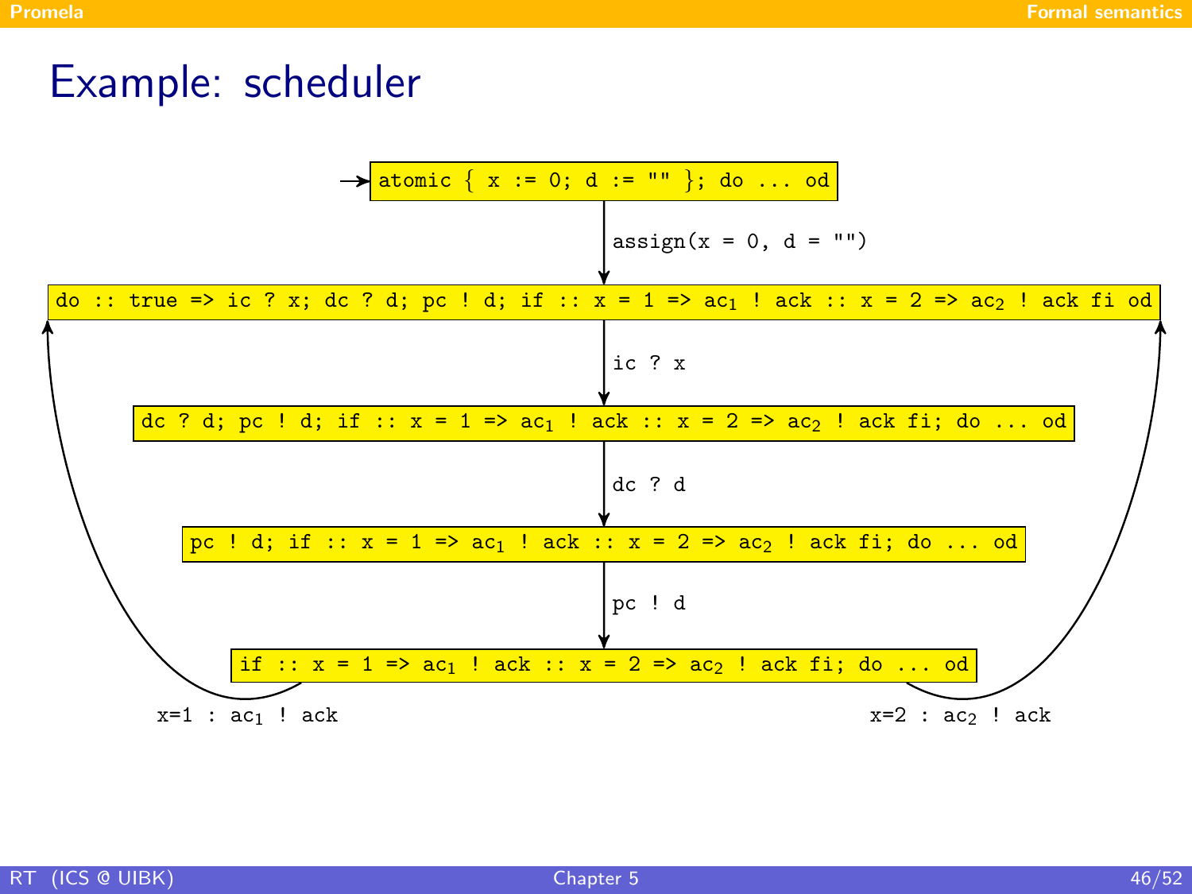# Example: scheduler

```
→ atomic { x := 0; d := "" }; do ... od
        |
        | assign(x = 0, d = "")
        v
do :: true => ic ? x; dc ? d; pc ! d; if :: x = 1 => ac1 ! ack :: x = 2 => ac2 ! ack fi od
        |
        | ic ? x
        v
dc ? d; pc ! d; if :: x = 1 => ac1 ! ack :: x = 2 => ac2 ! ack fi; do ... od
        |
        | dc ? d
        v
pc ! d; if :: x = 1 => ac1 ! ack :: x = 2 => ac2 ! ack fi; do ... od
        |
        | pc ! d
        v
if :: x = 1 => ac1 ! ack :: x = 2 => ac2 ! ack fi; do ... od

x=1 : ac1 ! ack   (back to the do ... od state)
x=2 : ac2 ! ack   (back to the do ... od state)
```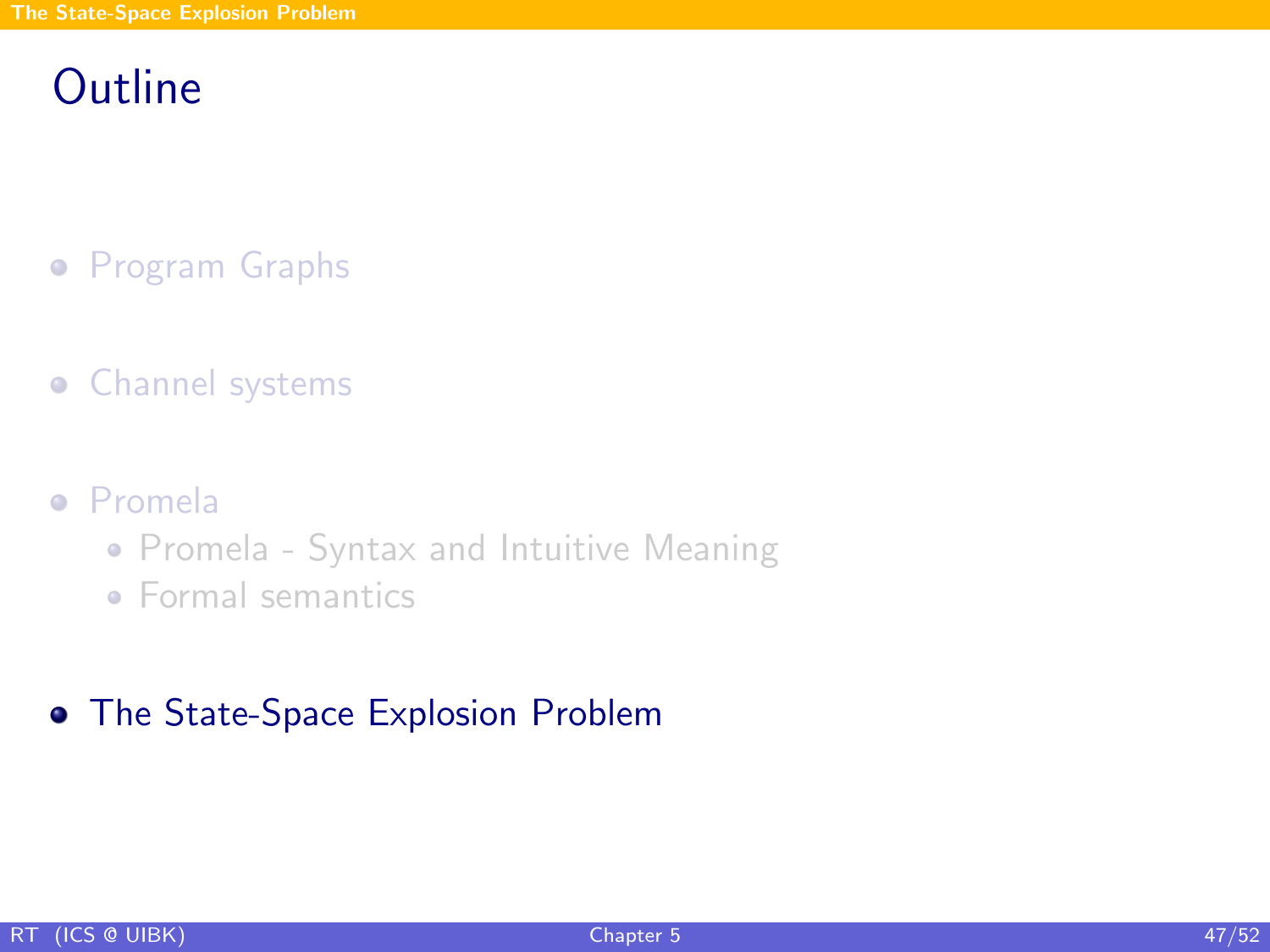# Outline

- Program Graphs
- Channel systems
- Promela
  - Promela - Syntax and Intuitive Meaning
  - Formal semantics
- The State-Space Explosion Problem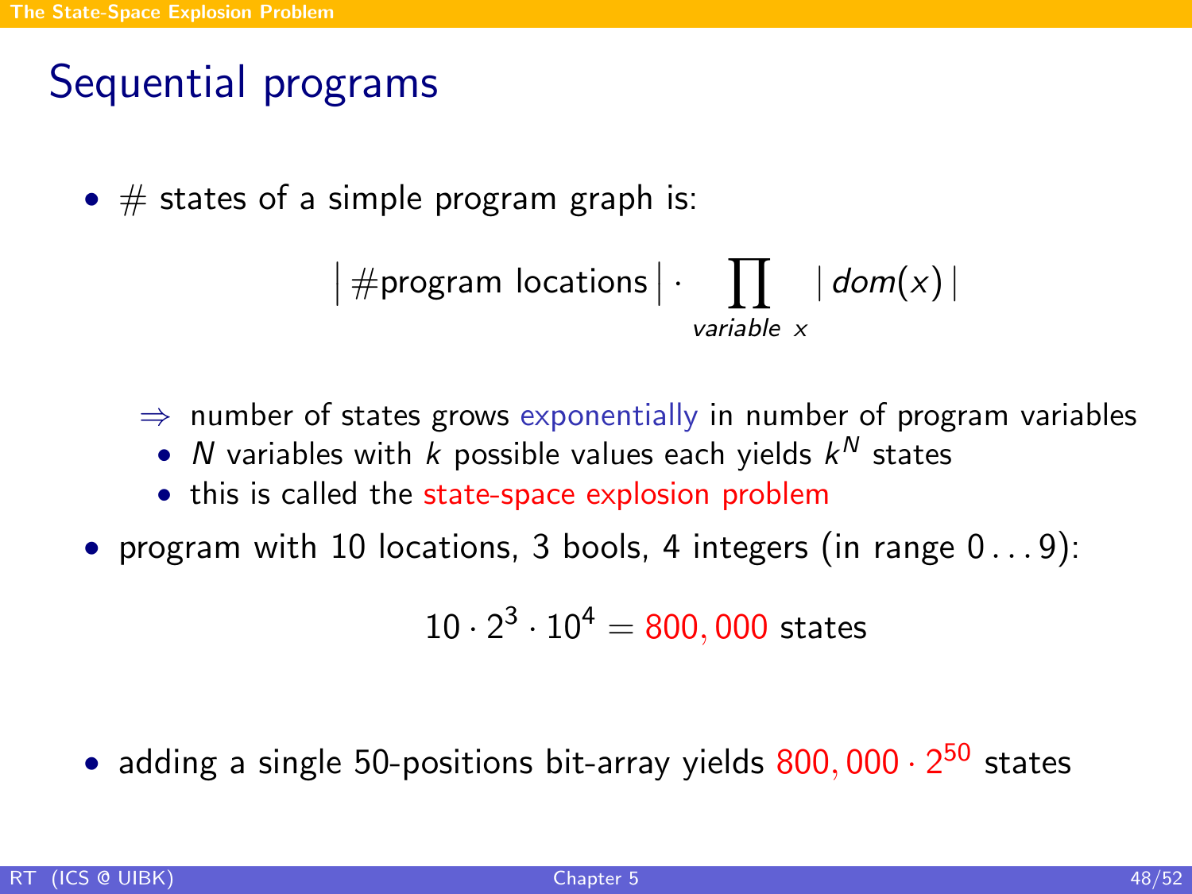# Sequential programs

- \# states of a simple program graph is:

$$\left|\,\#\text{program locations}\,\right| \cdot \prod_{\textit{variable } x} \left|\,\textit{dom}(x)\,\right|$$

  $\Rightarrow$ number of states grows exponentially in number of program variables
  - $N$ variables with $k$ possible values each yields $k^N$ states
  - this is called the state-space explosion problem

- program with 10 locations, 3 bools, 4 integers (in range $0 \ldots 9$):

$$10 \cdot 2^3 \cdot 10^4 = 800,000 \text{ states}$$

- adding a single 50-positions bit-array yields $800,000 \cdot 2^{50}$ states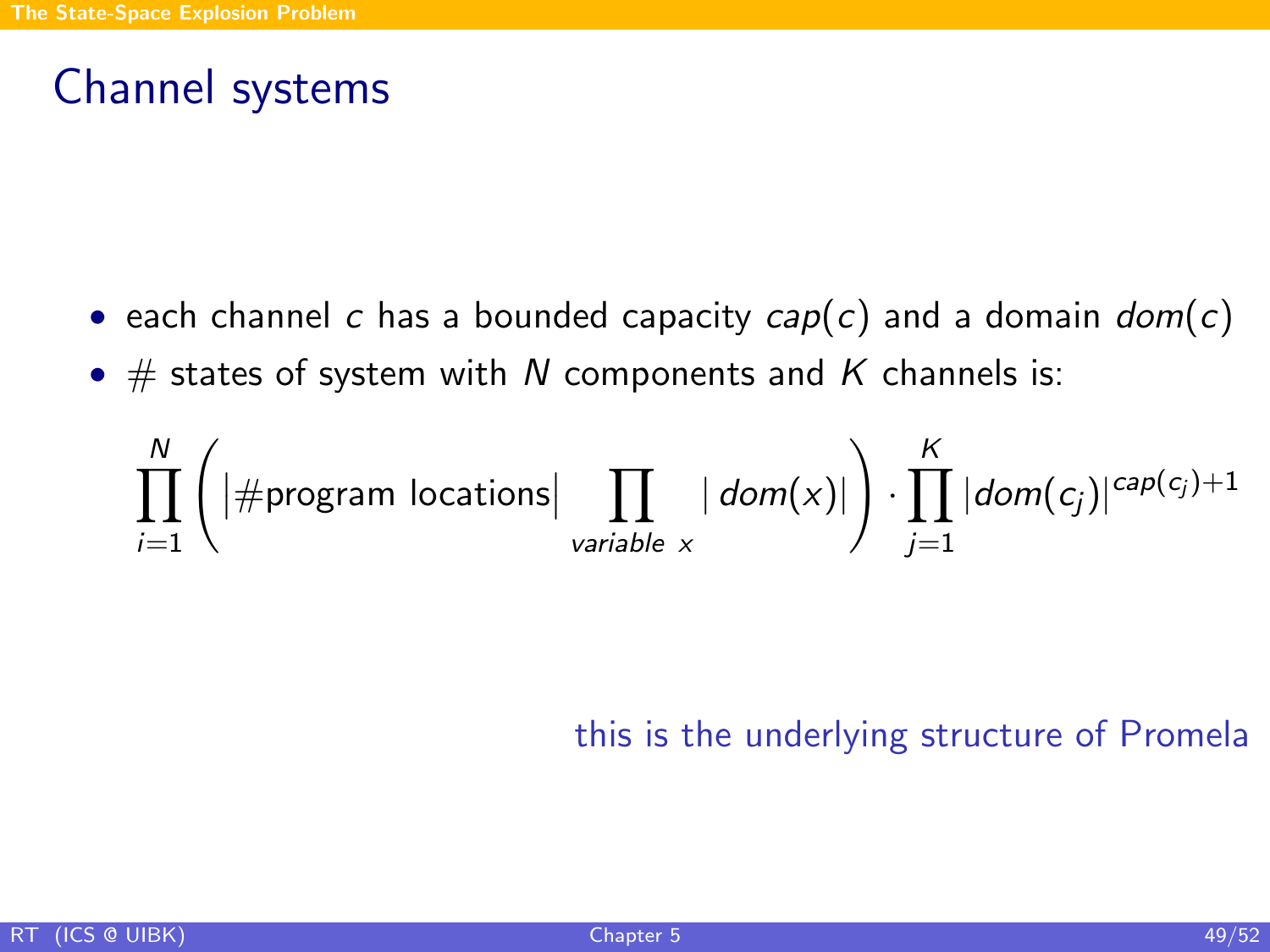# Channel systems

- each channel $c$ has a bounded capacity $cap(c)$ and a domain $dom(c)$
- # states of system with $N$ components and $K$ channels is:

$$\prod_{i=1}^{N}\left(|\#\text{program locations}| \prod_{\textit{variable } x} |\, dom(x)|\right) \cdot \prod_{j=1}^{K} |dom(c_j)|^{cap(c_j)+1}$$

this is the underlying structure of Promela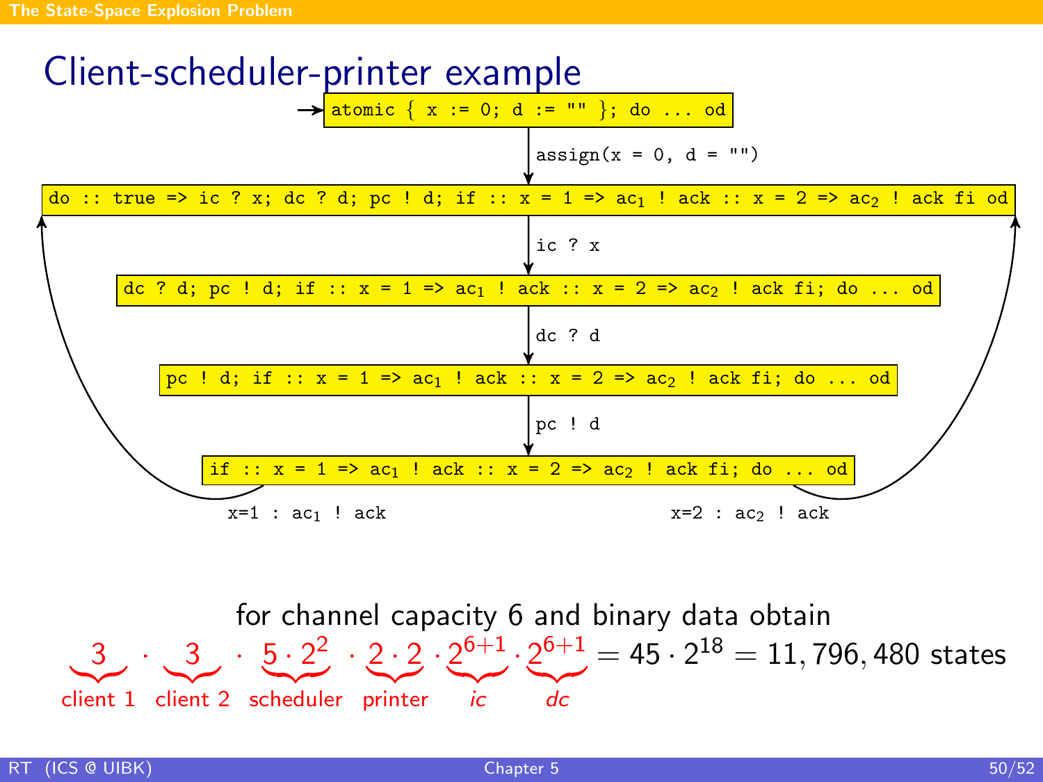# Client-scheduler-printer example

```
→ atomic { x := 0; d := "" }; do ... od
        |
        | assign(x = 0, d = "")
        v
do :: true => ic ? x; dc ? d; pc ! d; if :: x = 1 => ac1 ! ack :: x = 2 => ac2 ! ack fi od
        |
        | ic ? x
        v
dc ? d; pc ! d; if :: x = 1 => ac1 ! ack :: x = 2 => ac2 ! ack fi; do ... od
        |
        | dc ? d
        v
pc ! d; if :: x = 1 => ac1 ! ack :: x = 2 => ac2 ! ack fi; do ... od
        |
        | pc ! d
        v
if :: x = 1 => ac1 ! ack :: x = 2 => ac2 ! ack fi; do ... od

x=1 : ac1 ! ack   (back to do ... od)
x=2 : ac2 ! ack   (back to do ... od)
```

for channel capacity 6 and binary data obtain

$$\underbrace{3}_{\text{client 1}} \cdot \underbrace{3}_{\text{client 2}} \cdot \underbrace{5 \cdot 2^2}_{\text{scheduler}} \cdot \underbrace{2 \cdot 2}_{\text{printer}} \cdot \underbrace{2^{6+1}}_{ic} \cdot \underbrace{2^{6+1}}_{dc} = 45 \cdot 2^{18} = 11,796,480 \text{ states}$$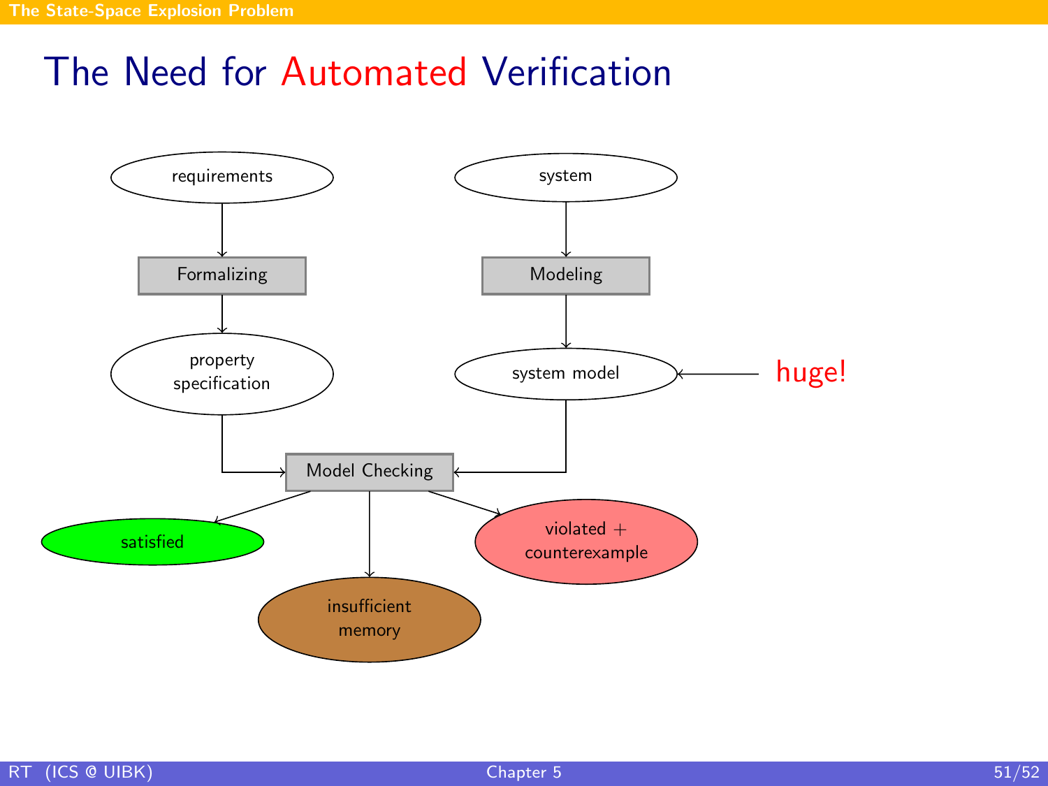# The Need for Automated Verification

requirements → Formalizing → property specification

system → Modeling → system model ← huge!

property specification, system model → Model Checking

Model Checking → satisfied

Model Checking → insufficient memory

Model Checking → violated + counterexample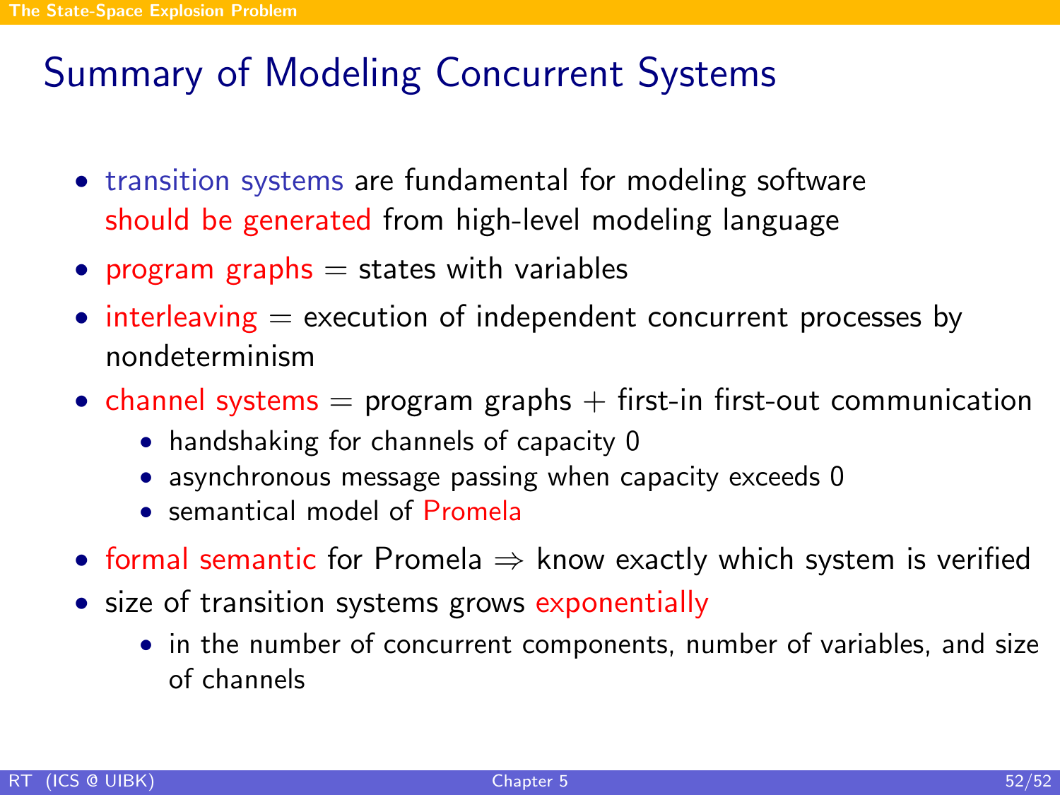# Summary of Modeling Concurrent Systems

- transition systems are fundamental for modeling software
  should be generated from high-level modeling language
- program graphs = states with variables
- interleaving = execution of independent concurrent processes by nondeterminism
- channel systems = program graphs + first-in first-out communication
  - handshaking for channels of capacity 0
  - asynchronous message passing when capacity exceeds 0
  - semantical model of Promela
- formal semantic for Promela $\Rightarrow$ know exactly which system is verified
- size of transition systems grows exponentially
  - in the number of concurrent components, number of variables, and size of channels